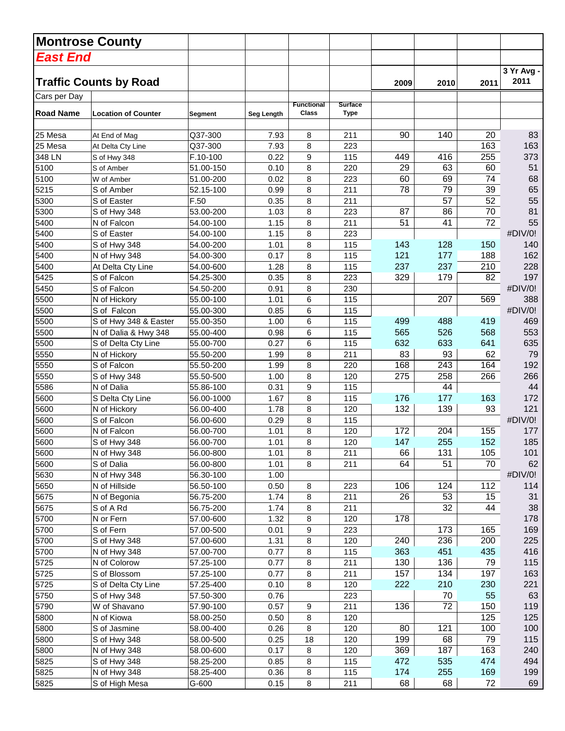# Montrose County

## *East End*

## Traffic Counts by Road

Cars per Day

| Road Name | Location of Counter | Segment | Seg Length | Functional Class | Surface Type | 2009 | 2010 | 2011 | 3 Yr Avg - 2011 |
|---|---|---|---|---|---|---|---|---|---|
| 25 Mesa | At End of Mag | Q37-300 | 7.93 | 8 | 211 | 90 | 140 | 20 | 83 |
| 25 Mesa | At Delta Cty Line | Q37-300 | 7.93 | 8 | 223 | | | 163 | 163 |
| 348 LN | S of Hwy 348 | F.10-100 | 0.22 | 9 | 115 | 449 | 416 | 255 | 373 |
| 5100 | S of Amber | 51.00-150 | 0.10 | 8 | 220 | 29 | 63 | 60 | 51 |
| 5100 | W of Amber | 51.00-200 | 0.02 | 8 | 223 | 60 | 69 | 74 | 68 |
| 5215 | S of Amber | 52.15-100 | 0.99 | 8 | 211 | 78 | 79 | 39 | 65 |
| 5300 | S of Easter | F.50 | 0.35 | 8 | 211 | | 57 | 52 | 55 |
| 5300 | S of Hwy 348 | 53.00-200 | 1.03 | 8 | 223 | 87 | 86 | 70 | 81 |
| 5400 | N of Falcon | 54.00-100 | 1.15 | 8 | 211 | 51 | 41 | 72 | 55 |
| 5400 | S of Easter | 54.00-100 | 1.15 | 8 | 223 | | | | #DIV/0! |
| 5400 | S of Hwy 348 | 54.00-200 | 1.01 | 8 | 115 | 143 | 128 | 150 | 140 |
| 5400 | N of Hwy 348 | 54.00-300 | 0.17 | 8 | 115 | 121 | 177 | 188 | 162 |
| 5400 | At Delta Cty Line | 54.00-600 | 1.28 | 8 | 115 | 237 | 237 | 210 | 228 |
| 5425 | S of Falcon | 54.25-300 | 0.35 | 8 | 223 | 329 | 179 | 82 | 197 |
| 5450 | S of Falcon | 54.50-200 | 0.91 | 8 | 230 | | | | #DIV/0! |
| 5500 | N of Hickory | 55.00-100 | 1.01 | 6 | 115 | | 207 | 569 | 388 |
| 5500 | S of Falcon | 55.00-300 | 0.85 | 6 | 115 | | | | #DIV/0! |
| 5500 | S of Hwy 348 & Easter | 55.00-350 | 1.00 | 6 | 115 | 499 | 488 | 419 | 469 |
| 5500 | N of Dalia & Hwy 348 | 55.00-400 | 0.98 | 6 | 115 | 565 | 526 | 568 | 553 |
| 5500 | S of Delta Cty Line | 55.00-700 | 0.27 | 6 | 115 | 632 | 633 | 641 | 635 |
| 5550 | N of Hickory | 55.50-200 | 1.99 | 8 | 211 | 83 | 93 | 62 | 79 |
| 5550 | S of Falcon | 55.50-200 | 1.99 | 8 | 220 | 168 | 243 | 164 | 192 |
| 5550 | S of Hwy 348 | 55.50-500 | 1.00 | 8 | 120 | 275 | 258 | 266 | 266 |
| 5586 | N of Dalia | 55.86-100 | 0.31 | 9 | 115 | | 44 | | 44 |
| 5600 | S Delta Cty Line | 56.00-1000 | 1.67 | 8 | 115 | 176 | 177 | 163 | 172 |
| 5600 | N of Hickory | 56.00-400 | 1.78 | 8 | 120 | 132 | 139 | 93 | 121 |
| 5600 | S of Falcon | 56.00-600 | 0.29 | 8 | 115 | | | | #DIV/0! |
| 5600 | N of Falcon | 56.00-700 | 1.01 | 8 | 120 | 172 | 204 | 155 | 177 |
| 5600 | S of Hwy 348 | 56.00-700 | 1.01 | 8 | 120 | 147 | 255 | 152 | 185 |
| 5600 | N of Hwy 348 | 56.00-800 | 1.01 | 8 | 211 | 66 | 131 | 105 | 101 |
| 5600 | S of Dalia | 56.00-800 | 1.01 | 8 | 211 | 64 | 51 | 70 | 62 |
| 5630 | N of Hwy 348 | 56.30-100 | 1.00 | | | | | | #DIV/0! |
| 5650 | N of Hillside | 56.50-100 | 0.50 | 8 | 223 | 106 | 124 | 112 | 114 |
| 5675 | N of Begonia | 56.75-200 | 1.74 | 8 | 211 | 26 | 53 | 15 | 31 |
| 5675 | S of A Rd | 56.75-200 | 1.74 | 8 | 211 | | 32 | 44 | 38 |
| 5700 | N or Fern | 57.00-600 | 1.32 | 8 | 120 | 178 | | | 178 |
| 5700 | S of Fern | 57.00-500 | 0.01 | 9 | 223 | | 173 | 165 | 169 |
| 5700 | S of Hwy 348 | 57.00-600 | 1.31 | 8 | 120 | 240 | 236 | 200 | 225 |
| 5700 | N of Hwy 348 | 57.00-700 | 0.77 | 8 | 115 | 363 | 451 | 435 | 416 |
| 5725 | N of Colorow | 57.25-100 | 0.77 | 8 | 211 | 130 | 136 | 79 | 115 |
| 5725 | S of Blossom | 57.25-100 | 0.77 | 8 | 211 | 157 | 134 | 197 | 163 |
| 5725 | S of Delta Cty Line | 57.25-400 | 0.10 | 8 | 120 | 222 | 210 | 230 | 221 |
| 5750 | S of Hwy 348 | 57.50-300 | 0.76 | | 223 | | 70 | 55 | 63 |
| 5790 | W of Shavano | 57.90-100 | 0.57 | 9 | 211 | 136 | 72 | 150 | 119 |
| 5800 | N of Kiowa | 58.00-250 | 0.50 | 8 | 120 | | | 125 | 125 |
| 5800 | S of Jasmine | 58.00-400 | 0.26 | 8 | 120 | 80 | 121 | 100 | 100 |
| 5800 | S of Hwy 348 | 58.00-500 | 0.25 | 18 | 120 | 199 | 68 | 79 | 115 |
| 5800 | N of Hwy 348 | 58.00-600 | 0.17 | 8 | 120 | 369 | 187 | 163 | 240 |
| 5825 | S of Hwy 348 | 58.25-200 | 0.85 | 8 | 115 | 472 | 535 | 474 | 494 |
| 5825 | N of Hwy 348 | 58.25-400 | 0.36 | 8 | 115 | 174 | 255 | 169 | 199 |
| 5825 | S of High Mesa | G-600 | 0.15 | 8 | 211 | 68 | 68 | 72 | 69 |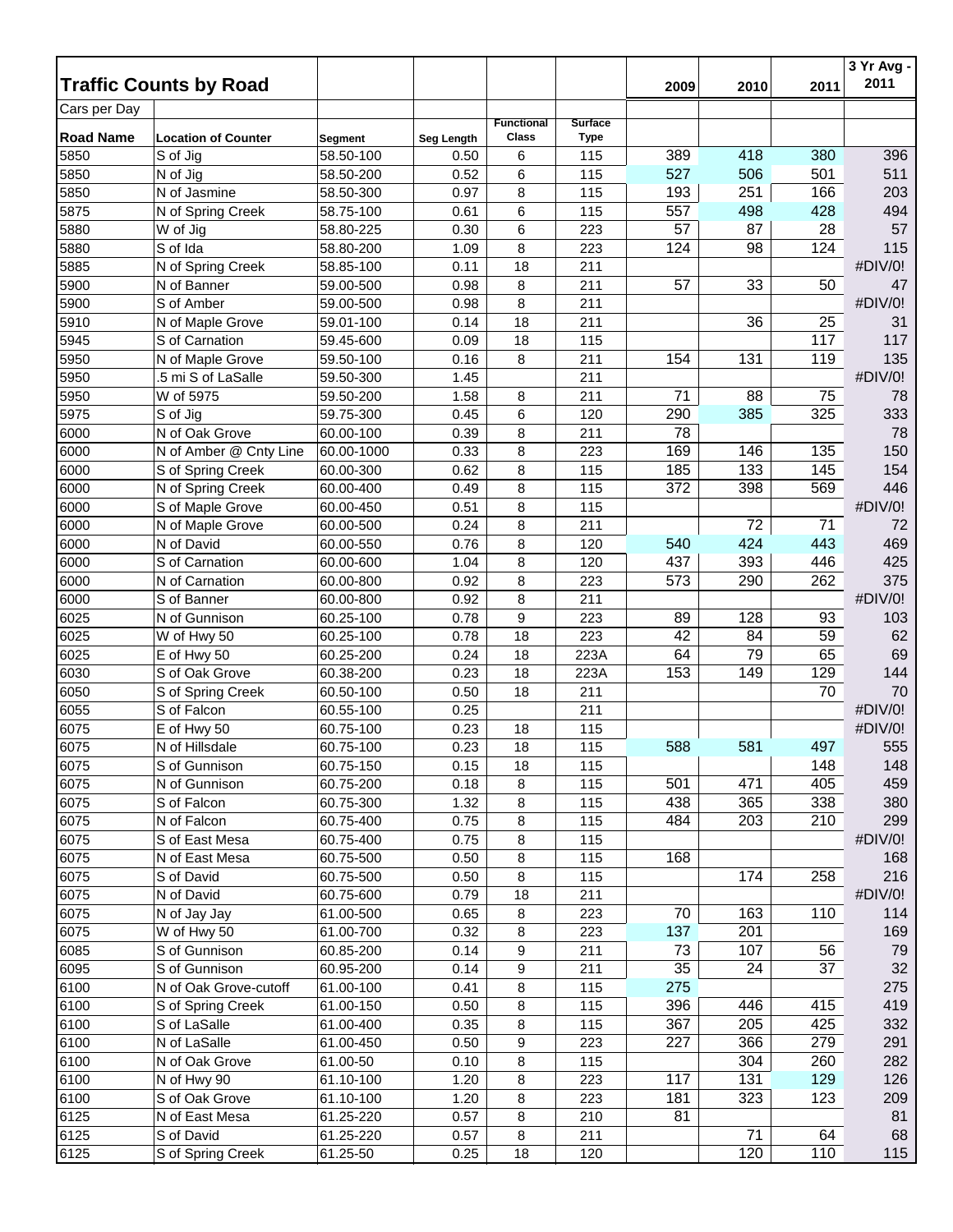## Traffic Counts by Road

Cars per Day

| Road Name | Location of Counter | Segment | Seg Length | Functional Class | Surface Type | 2009 | 2010 | 2011 | 3 Yr Avg - 2011 |
|---|---|---|---|---|---|---|---|---|---|
| 5850 | S of Jig | 58.50-100 | 0.50 | 6 | 115 | 389 | 418 | 380 | 396 |
| 5850 | N of Jig | 58.50-200 | 0.52 | 6 | 115 | 527 | 506 | 501 | 511 |
| 5850 | N of Jasmine | 58.50-300 | 0.97 | 8 | 115 | 193 | 251 | 166 | 203 |
| 5875 | N of Spring Creek | 58.75-100 | 0.61 | 6 | 115 | 557 | 498 | 428 | 494 |
| 5880 | W of Jig | 58.80-225 | 0.30 | 6 | 223 | 57 | 87 | 28 | 57 |
| 5880 | S of Ida | 58.80-200 | 1.09 | 8 | 223 | 124 | 98 | 124 | 115 |
| 5885 | N of Spring Creek | 58.85-100 | 0.11 | 18 | 211 | | | | #DIV/0! |
| 5900 | N of Banner | 59.00-500 | 0.98 | 8 | 211 | 57 | 33 | 50 | 47 |
| 5900 | S of Amber | 59.00-500 | 0.98 | 8 | 211 | | | | #DIV/0! |
| 5910 | N of Maple Grove | 59.01-100 | 0.14 | 18 | 211 | | 36 | 25 | 31 |
| 5945 | S of Carnation | 59.45-600 | 0.09 | 18 | 115 | | | 117 | 117 |
| 5950 | N of Maple Grove | 59.50-100 | 0.16 | 8 | 211 | 154 | 131 | 119 | 135 |
| 5950 | .5 mi S of LaSalle | 59.50-300 | 1.45 | | 211 | | | | #DIV/0! |
| 5950 | W of 5975 | 59.50-200 | 1.58 | 8 | 211 | 71 | 88 | 75 | 78 |
| 5975 | S of Jig | 59.75-300 | 0.45 | 6 | 120 | 290 | 385 | 325 | 333 |
| 6000 | N of Oak Grove | 60.00-100 | 0.39 | 8 | 211 | 78 | | | 78 |
| 6000 | N of Amber @ Cnty Line | 60.00-1000 | 0.33 | 8 | 223 | 169 | 146 | 135 | 150 |
| 6000 | S of Spring Creek | 60.00-300 | 0.62 | 8 | 115 | 185 | 133 | 145 | 154 |
| 6000 | N of Spring Creek | 60.00-400 | 0.49 | 8 | 115 | 372 | 398 | 569 | 446 |
| 6000 | S of Maple Grove | 60.00-450 | 0.51 | 8 | 115 | | | | #DIV/0! |
| 6000 | N of Maple Grove | 60.00-500 | 0.24 | 8 | 211 | | 72 | 71 | 72 |
| 6000 | N of David | 60.00-550 | 0.76 | 8 | 120 | 540 | 424 | 443 | 469 |
| 6000 | S of Carnation | 60.00-600 | 1.04 | 8 | 120 | 437 | 393 | 446 | 425 |
| 6000 | N of Carnation | 60.00-800 | 0.92 | 8 | 223 | 573 | 290 | 262 | 375 |
| 6000 | S of Banner | 60.00-800 | 0.92 | 8 | 211 | | | | #DIV/0! |
| 6025 | N of Gunnison | 60.25-100 | 0.78 | 9 | 223 | 89 | 128 | 93 | 103 |
| 6025 | W of Hwy 50 | 60.25-100 | 0.78 | 18 | 223 | 42 | 84 | 59 | 62 |
| 6025 | E of Hwy 50 | 60.25-200 | 0.24 | 18 | 223A | 64 | 79 | 65 | 69 |
| 6030 | S of Oak Grove | 60.38-200 | 0.23 | 18 | 223A | 153 | 149 | 129 | 144 |
| 6050 | S of Spring Creek | 60.50-100 | 0.50 | 18 | 211 | | | 70 | 70 |
| 6055 | S of Falcon | 60.55-100 | 0.25 | | 211 | | | | #DIV/0! |
| 6075 | E of Hwy 50 | 60.75-100 | 0.23 | 18 | 115 | | | | #DIV/0! |
| 6075 | N of Hillsdale | 60.75-100 | 0.23 | 18 | 115 | 588 | 581 | 497 | 555 |
| 6075 | S of Gunnison | 60.75-150 | 0.15 | 18 | 115 | | | 148 | 148 |
| 6075 | N of Gunnison | 60.75-200 | 0.18 | 8 | 115 | 501 | 471 | 405 | 459 |
| 6075 | S of Falcon | 60.75-300 | 1.32 | 8 | 115 | 438 | 365 | 338 | 380 |
| 6075 | N of Falcon | 60.75-400 | 0.75 | 8 | 115 | 484 | 203 | 210 | 299 |
| 6075 | S of East Mesa | 60.75-400 | 0.75 | 8 | 115 | | | | #DIV/0! |
| 6075 | N of East Mesa | 60.75-500 | 0.50 | 8 | 115 | 168 | | | 168 |
| 6075 | S of David | 60.75-500 | 0.50 | 8 | 115 | | 174 | 258 | 216 |
| 6075 | N of David | 60.75-600 | 0.79 | 18 | 211 | | | | #DIV/0! |
| 6075 | N of Jay Jay | 61.00-500 | 0.65 | 8 | 223 | 70 | 163 | 110 | 114 |
| 6075 | W of Hwy 50 | 61.00-700 | 0.32 | 8 | 223 | 137 | 201 | | 169 |
| 6085 | S of Gunnison | 60.85-200 | 0.14 | 9 | 211 | 73 | 107 | 56 | 79 |
| 6095 | S of Gunnison | 60.95-200 | 0.14 | 9 | 211 | 35 | 24 | 37 | 32 |
| 6100 | N of Oak Grove-cutoff | 61.00-100 | 0.41 | 8 | 115 | 275 | | | 275 |
| 6100 | S of Spring Creek | 61.00-150 | 0.50 | 8 | 115 | 396 | 446 | 415 | 419 |
| 6100 | S of LaSalle | 61.00-400 | 0.35 | 8 | 115 | 367 | 205 | 425 | 332 |
| 6100 | N of LaSalle | 61.00-450 | 0.50 | 9 | 223 | 227 | 366 | 279 | 291 |
| 6100 | N of Oak Grove | 61.00-50 | 0.10 | 8 | 115 | | 304 | 260 | 282 |
| 6100 | N of Hwy 90 | 61.10-100 | 1.20 | 8 | 223 | 117 | 131 | 129 | 126 |
| 6100 | S of Oak Grove | 61.10-100 | 1.20 | 8 | 223 | 181 | 323 | 123 | 209 |
| 6125 | N of East Mesa | 61.25-220 | 0.57 | 8 | 210 | 81 | | | 81 |
| 6125 | S of David | 61.25-220 | 0.57 | 8 | 211 | | 71 | 64 | 68 |
| 6125 | S of Spring Creek | 61.25-50 | 0.25 | 18 | 120 | | 120 | 110 | 115 |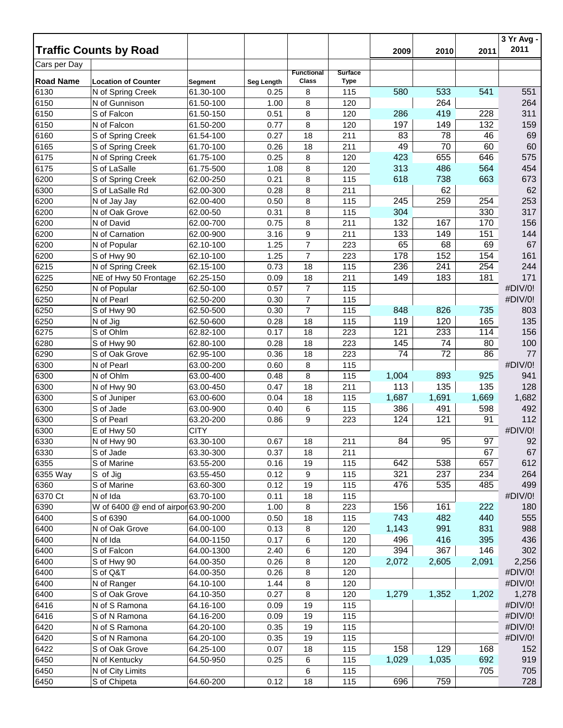| Traffic Counts by Road | | | | | | 2009 | 2010 | 2011 | 3 Yr Avg - 2011 |
|---|---|---|---|---|---|---|---|---|---|
| Cars per Day | | | | | | | | | |
| Road Name | Location of Counter | Segment | Seg Length | Functional Class | Surface Type | | | | |
| 6130 | N of Spring Creek | 61.30-100 | 0.25 | 8 | 115 | 580 | 533 | 541 | 551 |
| 6150 | N of Gunnison | 61.50-100 | 1.00 | 8 | 120 | | 264 | | 264 |
| 6150 | S of Falcon | 61.50-150 | 0.51 | 8 | 120 | 286 | 419 | 228 | 311 |
| 6150 | N of Falcon | 61.50-200 | 0.77 | 8 | 120 | 197 | 149 | 132 | 159 |
| 6160 | S of Spring Creek | 61.54-100 | 0.27 | 18 | 211 | 83 | 78 | 46 | 69 |
| 6165 | S of Spring Creek | 61.70-100 | 0.26 | 18 | 211 | 49 | 70 | 60 | 60 |
| 6175 | N of Spring Creek | 61.75-100 | 0.25 | 8 | 120 | 423 | 655 | 646 | 575 |
| 6175 | S of LaSalle | 61.75-500 | 1.08 | 8 | 120 | 313 | 486 | 564 | 454 |
| 6200 | S of Spring Creek | 62.00-250 | 0.21 | 8 | 115 | 618 | 738 | 663 | 673 |
| 6300 | S of LaSalle Rd | 62.00-300 | 0.28 | 8 | 211 | | 62 | | 62 |
| 6200 | N of Jay Jay | 62.00-400 | 0.50 | 8 | 115 | 245 | 259 | 254 | 253 |
| 6200 | N of Oak Grove | 62.00-50 | 0.31 | 8 | 115 | 304 | | 330 | 317 |
| 6200 | N of David | 62.00-700 | 0.75 | 8 | 211 | 132 | 167 | 170 | 156 |
| 6200 | N of Carnation | 62.00-900 | 3.16 | 9 | 211 | 133 | 149 | 151 | 144 |
| 6200 | N of Popular | 62.10-100 | 1.25 | 7 | 223 | 65 | 68 | 69 | 67 |
| 6200 | S of Hwy 90 | 62.10-100 | 1.25 | 7 | 223 | 178 | 152 | 154 | 161 |
| 6215 | N of Spring Creek | 62.15-100 | 0.73 | 18 | 115 | 236 | 241 | 254 | 244 |
| 6225 | NE of Hwy 50 Frontage | 62.25-150 | 0.09 | 18 | 211 | 149 | 183 | 181 | 171 |
| 6250 | N of Popular | 62.50-100 | 0.57 | 7 | 115 | | | | #DIV/0! |
| 6250 | N of Pearl | 62.50-200 | 0.30 | 7 | 115 | | | | #DIV/0! |
| 6250 | S of Hwy 90 | 62.50-500 | 0.30 | 7 | 115 | 848 | 826 | 735 | 803 |
| 6250 | N of Jig | 62.50-600 | 0.28 | 18 | 115 | 119 | 120 | 165 | 135 |
| 6275 | S of Ohlm | 62.82-100 | 0.17 | 18 | 223 | 121 | 233 | 114 | 156 |
| 6280 | S of Hwy 90 | 62.80-100 | 0.28 | 18 | 223 | 145 | 74 | 80 | 100 |
| 6290 | S of Oak Grove | 62.95-100 | 0.36 | 18 | 223 | 74 | 72 | 86 | 77 |
| 6300 | N of Pearl | 63.00-200 | 0.60 | 8 | 115 | | | | #DIV/0! |
| 6300 | N of Ohlm | 63.00-400 | 0.48 | 8 | 115 | 1,004 | 893 | 925 | 941 |
| 6300 | N of Hwy 90 | 63.00-450 | 0.47 | 18 | 211 | 113 | 135 | 135 | 128 |
| 6300 | S of Juniper | 63.00-600 | 0.04 | 18 | 115 | 1,687 | 1,691 | 1,669 | 1,682 |
| 6300 | S of Jade | 63.00-900 | 0.40 | 6 | 115 | 386 | 491 | 598 | 492 |
| 6300 | S of Pearl | 63.20-200 | 0.86 | 9 | 223 | 124 | 121 | 91 | 112 |
| 6300 | E of Hwy 50 | CITY | | | | | | | #DIV/0! |
| 6330 | N of Hwy 90 | 63.30-100 | 0.67 | 18 | 211 | 84 | 95 | 97 | 92 |
| 6330 | S of Jade | 63.30-300 | 0.37 | 18 | 211 | | | 67 | 67 |
| 6355 | S of Marine | 63.55-200 | 0.16 | 19 | 115 | 642 | 538 | 657 | 612 |
| 6355 Way | S of Jig | 63.55-450 | 0.12 | 9 | 115 | 321 | 237 | 234 | 264 |
| 6360 | S of Marine | 63.60-300 | 0.12 | 19 | 115 | 476 | 535 | 485 | 499 |
| 6370 Ct | N of Ida | 63.70-100 | 0.11 | 18 | 115 | | | | #DIV/0! |
| 6390 | W of 6400 @ end of airpor | 63.90-200 | 1.00 | 8 | 223 | 156 | 161 | 222 | 180 |
| 6400 | S of 6390 | 64.00-1000 | 0.50 | 18 | 115 | 743 | 482 | 440 | 555 |
| 6400 | N of Oak Grove | 64.00-100 | 0.13 | 8 | 120 | 1,143 | 991 | 831 | 988 |
| 6400 | N of Ida | 64.00-1150 | 0.17 | 6 | 120 | 496 | 416 | 395 | 436 |
| 6400 | S of Falcon | 64.00-1300 | 2.40 | 6 | 120 | 394 | 367 | 146 | 302 |
| 6400 | S of Hwy 90 | 64.00-350 | 0.26 | 8 | 120 | 2,072 | 2,605 | 2,091 | 2,256 |
| 6400 | S of Q&T | 64.00-350 | 0.26 | 8 | 120 | | | | #DIV/0! |
| 6400 | N of Ranger | 64.10-100 | 1.44 | 8 | 120 | | | | #DIV/0! |
| 6400 | S of Oak Grove | 64.10-350 | 0.27 | 8 | 120 | 1,279 | 1,352 | 1,202 | 1,278 |
| 6416 | N of S Ramona | 64.16-100 | 0.09 | 19 | 115 | | | | #DIV/0! |
| 6416 | S of N Ramona | 64.16-200 | 0.09 | 19 | 115 | | | | #DIV/0! |
| 6420 | N of S Ramona | 64.20-100 | 0.35 | 19 | 115 | | | | #DIV/0! |
| 6420 | S of N Ramona | 64.20-100 | 0.35 | 19 | 115 | | | | #DIV/0! |
| 6422 | S of Oak Grove | 64.25-100 | 0.07 | 18 | 115 | 158 | 129 | 168 | 152 |
| 6450 | N of Kentucky | 64.50-950 | 0.25 | 6 | 115 | 1,029 | 1,035 | 692 | 919 |
| 6450 | N of City Limits | | | 6 | 115 | | | 705 | 705 |
| 6450 | S of Chipeta | 64.60-200 | 0.12 | 18 | 115 | 696 | 759 | | 728 |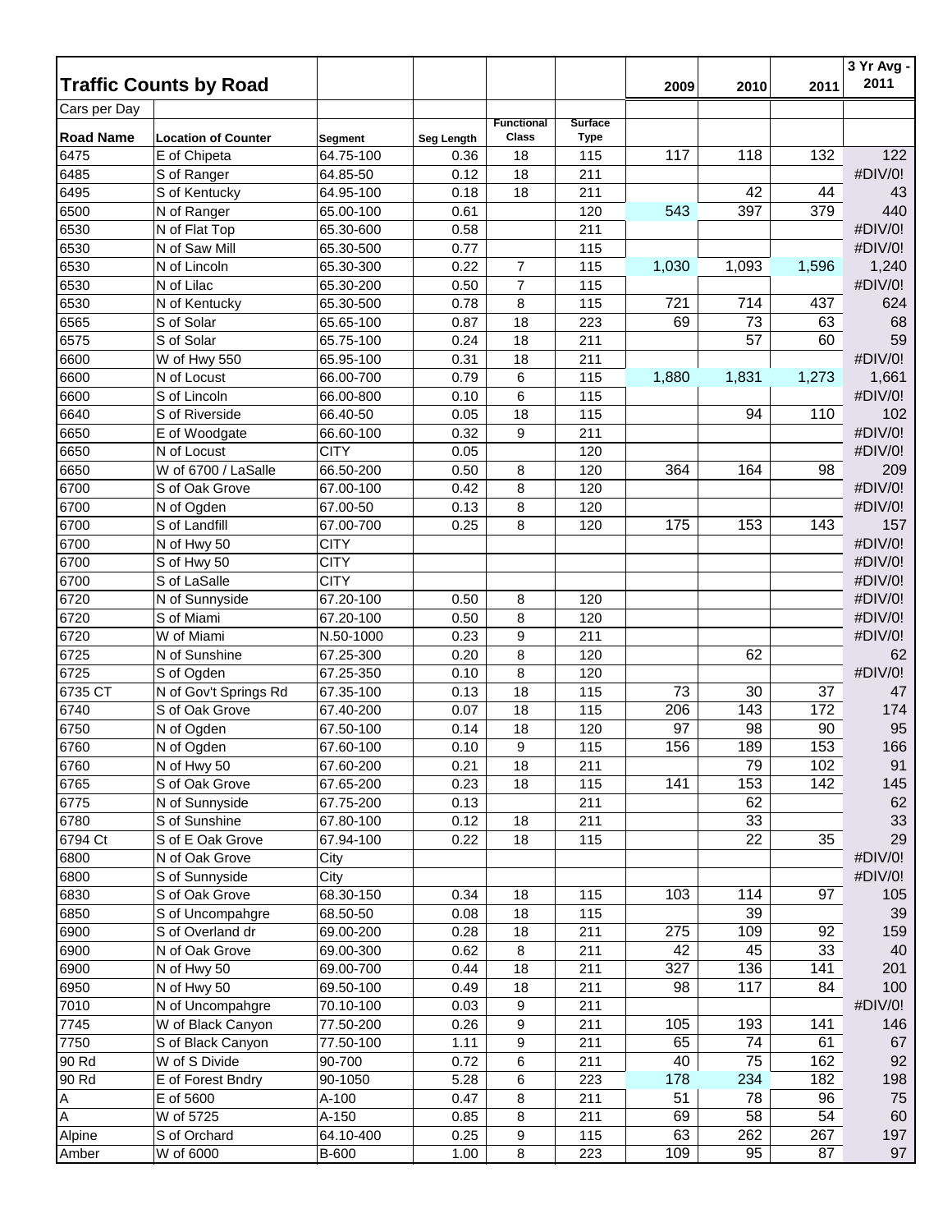| **Traffic Counts by Road** | | | | | | 2009 | 2010 | 2011 | 3 Yr Avg - 2011 |
|---|---|---|---|---|---|---|---|---|---|
| Cars per Day | | | | | | | | | |
| **Road Name** | **Location of Counter** | **Segment** | **Seg Length** | **Functional Class** | **Surface Type** | | | | |
| 6475 | E of Chipeta | 64.75-100 | 0.36 | 18 | 115 | 117 | 118 | 132 | 122 |
| 6485 | S of Ranger | 64.85-50 | 0.12 | 18 | 211 | | | | #DIV/0! |
| 6495 | S of Kentucky | 64.95-100 | 0.18 | 18 | 211 | | 42 | 44 | 43 |
| 6500 | N of Ranger | 65.00-100 | 0.61 | | 120 | 543 | 397 | 379 | 440 |
| 6530 | N of Flat Top | 65.30-600 | 0.58 | | 211 | | | | #DIV/0! |
| 6530 | N of Saw Mill | 65.30-500 | 0.77 | | 115 | | | | #DIV/0! |
| 6530 | N of Lincoln | 65.30-300 | 0.22 | 7 | 115 | 1,030 | 1,093 | 1,596 | 1,240 |
| 6530 | N of Lilac | 65.30-200 | 0.50 | 7 | 115 | | | | #DIV/0! |
| 6530 | N of Kentucky | 65.30-500 | 0.78 | 8 | 115 | 721 | 714 | 437 | 624 |
| 6565 | S of Solar | 65.65-100 | 0.87 | 18 | 223 | 69 | 73 | 63 | 68 |
| 6575 | S of Solar | 65.75-100 | 0.24 | 18 | 211 | | 57 | 60 | 59 |
| 6600 | W of Hwy 550 | 65.95-100 | 0.31 | 18 | 211 | | | | #DIV/0! |
| 6600 | N of Locust | 66.00-700 | 0.79 | 6 | 115 | 1,880 | 1,831 | 1,273 | 1,661 |
| 6600 | S of Lincoln | 66.00-800 | 0.10 | 6 | 115 | | | | #DIV/0! |
| 6640 | S of Riverside | 66.40-50 | 0.05 | 18 | 115 | | 94 | 110 | 102 |
| 6650 | E of Woodgate | 66.60-100 | 0.32 | 9 | 211 | | | | #DIV/0! |
| 6650 | N of Locust | CITY | 0.05 | | 120 | | | | #DIV/0! |
| 6650 | W of 6700 / LaSalle | 66.50-200 | 0.50 | 8 | 120 | 364 | 164 | 98 | 209 |
| 6700 | S of Oak Grove | 67.00-100 | 0.42 | 8 | 120 | | | | #DIV/0! |
| 6700 | N of Ogden | 67.00-50 | 0.13 | 8 | 120 | | | | #DIV/0! |
| 6700 | S of Landfill | 67.00-700 | 0.25 | 8 | 120 | 175 | 153 | 143 | 157 |
| 6700 | N of Hwy 50 | CITY | | | | | | | #DIV/0! |
| 6700 | S of Hwy 50 | CITY | | | | | | | #DIV/0! |
| 6700 | S of LaSalle | CITY | | | | | | | #DIV/0! |
| 6720 | N of Sunnyside | 67.20-100 | 0.50 | 8 | 120 | | | | #DIV/0! |
| 6720 | S of Miami | 67.20-100 | 0.50 | 8 | 120 | | | | #DIV/0! |
| 6720 | W of Miami | N.50-1000 | 0.23 | 9 | 211 | | | | #DIV/0! |
| 6725 | N of Sunshine | 67.25-300 | 0.20 | 8 | 120 | | 62 | | 62 |
| 6725 | S of Ogden | 67.25-350 | 0.10 | 8 | 120 | | | | #DIV/0! |
| 6735 CT | N of Gov't Springs Rd | 67.35-100 | 0.13 | 18 | 115 | 73 | 30 | 37 | 47 |
| 6740 | S of Oak Grove | 67.40-200 | 0.07 | 18 | 115 | 206 | 143 | 172 | 174 |
| 6750 | N of Ogden | 67.50-100 | 0.14 | 18 | 120 | 97 | 98 | 90 | 95 |
| 6760 | N of Ogden | 67.60-100 | 0.10 | 9 | 115 | 156 | 189 | 153 | 166 |
| 6760 | N of Hwy 50 | 67.60-200 | 0.21 | 18 | 211 | | 79 | 102 | 91 |
| 6765 | S of Oak Grove | 67.65-200 | 0.23 | 18 | 115 | 141 | 153 | 142 | 145 |
| 6775 | N of Sunnyside | 67.75-200 | 0.13 | | 211 | | 62 | | 62 |
| 6780 | S of Sunshine | 67.80-100 | 0.12 | 18 | 211 | | 33 | | 33 |
| 6794 Ct | S of E Oak Grove | 67.94-100 | 0.22 | 18 | 115 | | 22 | 35 | 29 |
| 6800 | N of Oak Grove | City | | | | | | | #DIV/0! |
| 6800 | S of Sunnyside | City | | | | | | | #DIV/0! |
| 6830 | S of Oak Grove | 68.30-150 | 0.34 | 18 | 115 | 103 | 114 | 97 | 105 |
| 6850 | S of Uncompahgre | 68.50-50 | 0.08 | 18 | 115 | | 39 | | 39 |
| 6900 | S of Overland dr | 69.00-200 | 0.28 | 18 | 211 | 275 | 109 | 92 | 159 |
| 6900 | N of Oak Grove | 69.00-300 | 0.62 | 8 | 211 | 42 | 45 | 33 | 40 |
| 6900 | N of Hwy 50 | 69.00-700 | 0.44 | 18 | 211 | 327 | 136 | 141 | 201 |
| 6950 | N of Hwy 50 | 69.50-100 | 0.49 | 18 | 211 | 98 | 117 | 84 | 100 |
| 7010 | N of Uncompahgre | 70.10-100 | 0.03 | 9 | 211 | | | | #DIV/0! |
| 7745 | W of Black Canyon | 77.50-200 | 0.26 | 9 | 211 | 105 | 193 | 141 | 146 |
| 7750 | S of Black Canyon | 77.50-100 | 1.11 | 9 | 211 | 65 | 74 | 61 | 67 |
| 90 Rd | W of S Divide | 90-700 | 0.72 | 6 | 211 | 40 | 75 | 162 | 92 |
| 90 Rd | E of Forest Bndry | 90-1050 | 5.28 | 6 | 223 | 178 | 234 | 182 | 198 |
| A | E of 5600 | A-100 | 0.47 | 8 | 211 | 51 | 78 | 96 | 75 |
| A | W of 5725 | A-150 | 0.85 | 8 | 211 | 69 | 58 | 54 | 60 |
| Alpine | S of Orchard | 64.10-400 | 0.25 | 9 | 115 | 63 | 262 | 267 | 197 |
| Amber | W of 6000 | B-600 | 1.00 | 8 | 223 | 109 | 95 | 87 | 97 |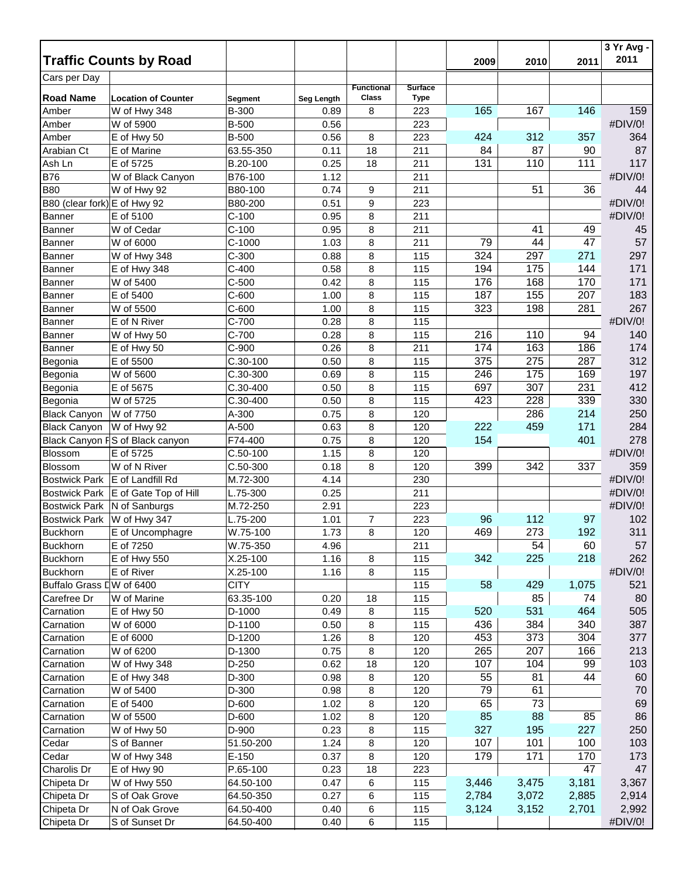## Traffic Counts by Road

Cars per Day

| Road Name | Location of Counter | Segment | Seg Length | Functional Class | Surface Type | 2009 | 2010 | 2011 | 3 Yr Avg - 2011 |
|---|---|---|---|---|---|---|---|---|---|
| Amber | W of Hwy 348 | B-300 | 0.89 | 8 | 223 | 165 | 167 | 146 | 159 |
| Amber | W of 5900 | B-500 | 0.56 | | 223 | | | | #DIV/0! |
| Amber | E of Hwy 50 | B-500 | 0.56 | 8 | 223 | 424 | 312 | 357 | 364 |
| Arabian Ct | E of Marine | 63.55-350 | 0.11 | 18 | 211 | 84 | 87 | 90 | 87 |
| Ash Ln | E of 5725 | B.20-100 | 0.25 | 18 | 211 | 131 | 110 | 111 | 117 |
| B76 | W of Black Canyon | B76-100 | 1.12 | | 211 | | | | #DIV/0! |
| B80 | W of Hwy 92 | B80-100 | 0.74 | 9 | 211 | | 51 | 36 | 44 |
| B80 (clear fork) | E of Hwy 92 | B80-200 | 0.51 | 9 | 223 | | | | #DIV/0! |
| Banner | E of 5100 | C-100 | 0.95 | 8 | 211 | | | | #DIV/0! |
| Banner | W of Cedar | C-100 | 0.95 | 8 | 211 | | 41 | 49 | 45 |
| Banner | W of 6000 | C-1000 | 1.03 | 8 | 211 | 79 | 44 | 47 | 57 |
| Banner | W of Hwy 348 | C-300 | 0.88 | 8 | 115 | 324 | 297 | 271 | 297 |
| Banner | E of Hwy 348 | C-400 | 0.58 | 8 | 115 | 194 | 175 | 144 | 171 |
| Banner | W of 5400 | C-500 | 0.42 | 8 | 115 | 176 | 168 | 170 | 171 |
| Banner | E of 5400 | C-600 | 1.00 | 8 | 115 | 187 | 155 | 207 | 183 |
| Banner | W of 5500 | C-600 | 1.00 | 8 | 115 | 323 | 198 | 281 | 267 |
| Banner | E of N River | C-700 | 0.28 | 8 | 115 | | | | #DIV/0! |
| Banner | W of Hwy 50 | C-700 | 0.28 | 8 | 115 | 216 | 110 | 94 | 140 |
| Banner | E of Hwy 50 | C-900 | 0.26 | 8 | 211 | 174 | 163 | 186 | 174 |
| Begonia | E of 5500 | C.30-100 | 0.50 | 8 | 115 | 375 | 275 | 287 | 312 |
| Begonia | W of 5600 | C.30-300 | 0.69 | 8 | 115 | 246 | 175 | 169 | 197 |
| Begonia | E of 5675 | C.30-400 | 0.50 | 8 | 115 | 697 | 307 | 231 | 412 |
| Begonia | W of 5725 | C.30-400 | 0.50 | 8 | 115 | 423 | 228 | 339 | 330 |
| Black Canyon | W of 7750 | A-300 | 0.75 | 8 | 120 | | 286 | 214 | 250 |
| Black Canyon | W of Hwy 92 | A-500 | 0.63 | 8 | 120 | 222 | 459 | 171 | 284 |
| Black Canyon F | S of Black canyon | F74-400 | 0.75 | 8 | 120 | 154 | | 401 | 278 |
| Blossom | E of 5725 | C.50-100 | 1.15 | 8 | 120 | | | | #DIV/0! |
| Blossom | W of N River | C.50-300 | 0.18 | 8 | 120 | 399 | 342 | 337 | 359 |
| Bostwick Park | E of Landfill Rd | M.72-300 | 4.14 | | 230 | | | | #DIV/0! |
| Bostwick Park | E of Gate Top of Hill | L.75-300 | 0.25 | | 211 | | | | #DIV/0! |
| Bostwick Park | N of Sanburgs | M.72-250 | 2.91 | | 223 | | | | #DIV/0! |
| Bostwick Park | W of Hwy 347 | L.75-200 | 1.01 | 7 | 223 | 96 | 112 | 97 | 102 |
| Buckhorn | E of Uncomphagre | W.75-100 | 1.73 | 8 | 120 | 469 | 273 | 192 | 311 |
| Buckhorn | E of 7250 | W.75-350 | 4.96 | | 211 | | 54 | 60 | 57 |
| Buckhorn | E of Hwy 550 | X.25-100 | 1.16 | 8 | 115 | 342 | 225 | 218 | 262 |
| Buckhorn | E of River | X.25-100 | 1.16 | 8 | 115 | | | | #DIV/0! |
| Buffalo Grass D | W of 6400 | CITY | | | 115 | 58 | 429 | 1,075 | 521 |
| Carefree Dr | W of Marine | 63.35-100 | 0.20 | 18 | 115 | | 85 | 74 | 80 |
| Carnation | E of Hwy 50 | D-1000 | 0.49 | 8 | 115 | 520 | 531 | 464 | 505 |
| Carnation | W of 6000 | D-1100 | 0.50 | 8 | 115 | 436 | 384 | 340 | 387 |
| Carnation | E of 6000 | D-1200 | 1.26 | 8 | 120 | 453 | 373 | 304 | 377 |
| Carnation | W of 6200 | D-1300 | 0.75 | 8 | 120 | 265 | 207 | 166 | 213 |
| Carnation | W of Hwy 348 | D-250 | 0.62 | 18 | 120 | 107 | 104 | 99 | 103 |
| Carnation | E of Hwy 348 | D-300 | 0.98 | 8 | 120 | 55 | 81 | 44 | 60 |
| Carnation | W of 5400 | D-300 | 0.98 | 8 | 120 | 79 | 61 | | 70 |
| Carnation | E of 5400 | D-600 | 1.02 | 8 | 120 | 65 | 73 | | 69 |
| Carnation | W of 5500 | D-600 | 1.02 | 8 | 120 | 85 | 88 | 85 | 86 |
| Carnation | W of Hwy 50 | D-900 | 0.23 | 8 | 115 | 327 | 195 | 227 | 250 |
| Cedar | S of Banner | 51.50-200 | 1.24 | 8 | 120 | 107 | 101 | 100 | 103 |
| Cedar | W of Hwy 348 | E-150 | 0.37 | 8 | 120 | 179 | 171 | 170 | 173 |
| Charolis Dr | E of Hwy 90 | P.65-100 | 0.23 | 18 | 223 | | | 47 | 47 |
| Chipeta Dr | W of Hwy 550 | 64.50-100 | 0.47 | 6 | 115 | 3,446 | 3,475 | 3,181 | 3,367 |
| Chipeta Dr | S of Oak Grove | 64.50-350 | 0.27 | 6 | 115 | 2,784 | 3,072 | 2,885 | 2,914 |
| Chipeta Dr | N of Oak Grove | 64.50-400 | 0.40 | 6 | 115 | 3,124 | 3,152 | 2,701 | 2,992 |
| Chipeta Dr | S of Sunset Dr | 64.50-400 | 0.40 | 6 | 115 | | | | #DIV/0! |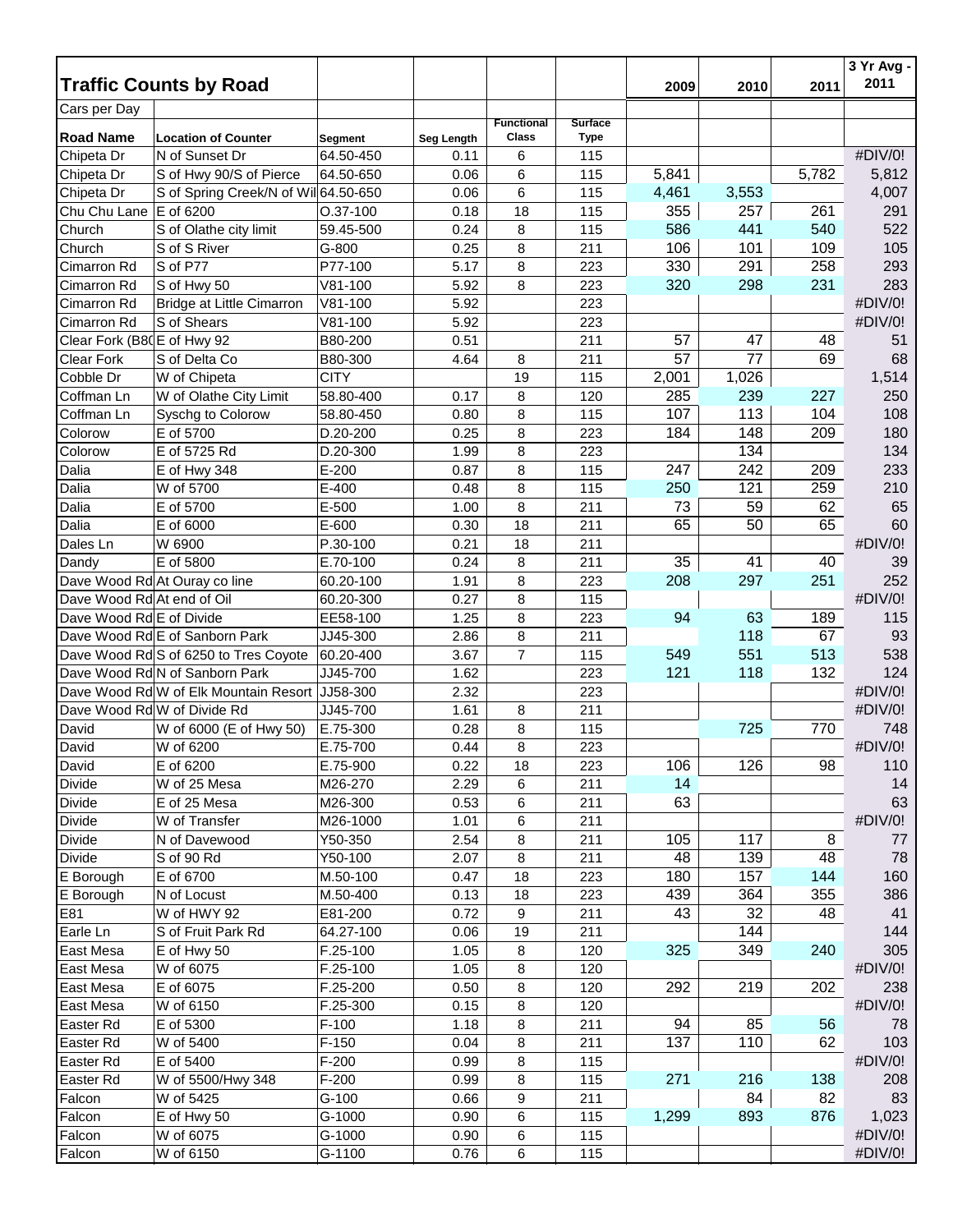# Traffic Counts by Road

Cars per Day

| Road Name | Location of Counter | Segment | Seg Length | Functional Class | Surface Type | 2009 | 2010 | 2011 | 3 Yr Avg - 2011 |
|---|---|---|---|---|---|---|---|---|---|
| Chipeta Dr | N of Sunset Dr | 64.50-450 | 0.11 | 6 | 115 | | | | #DIV/0! |
| Chipeta Dr | S of Hwy 90/S of Pierce | 64.50-650 | 0.06 | 6 | 115 | 5,841 | | 5,782 | 5,812 |
| Chipeta Dr | S of Spring Creek/N of Wil | 64.50-650 | 0.06 | 6 | 115 | 4,461 | 3,553 | | 4,007 |
| Chu Chu Lane | E of 6200 | O.37-100 | 0.18 | 18 | 115 | 355 | 257 | 261 | 291 |
| Church | S of Olathe city limit | 59.45-500 | 0.24 | 8 | 115 | 586 | 441 | 540 | 522 |
| Church | S of S River | G-800 | 0.25 | 8 | 211 | 106 | 101 | 109 | 105 |
| Cimarron Rd | S of P77 | P77-100 | 5.17 | 8 | 223 | 330 | 291 | 258 | 293 |
| Cimarron Rd | S of Hwy 50 | V81-100 | 5.92 | 8 | 223 | 320 | 298 | 231 | 283 |
| Cimarron Rd | Bridge at Little Cimarron | V81-100 | 5.92 | | 223 | | | | #DIV/0! |
| Cimarron Rd | S of Shears | V81-100 | 5.92 | | 223 | | | | #DIV/0! |
| Clear Fork (B80 | E of Hwy 92 | B80-200 | 0.51 | | 211 | 57 | 47 | 48 | 51 |
| Clear Fork | S of Delta Co | B80-300 | 4.64 | 8 | 211 | 57 | 77 | 69 | 68 |
| Cobble Dr | W of Chipeta | CITY | | 19 | 115 | 2,001 | 1,026 | | 1,514 |
| Coffman Ln | W of Olathe City Limit | 58.80-400 | 0.17 | 8 | 120 | 285 | 239 | 227 | 250 |
| Coffman Ln | Syschg to Colorow | 58.80-450 | 0.80 | 8 | 115 | 107 | 113 | 104 | 108 |
| Colorow | E of 5700 | D.20-200 | 0.25 | 8 | 223 | 184 | 148 | 209 | 180 |
| Colorow | E of 5725 Rd | D.20-300 | 1.99 | 8 | 223 | | 134 | | 134 |
| Dalia | E of Hwy 348 | E-200 | 0.87 | 8 | 115 | 247 | 242 | 209 | 233 |
| Dalia | W of 5700 | E-400 | 0.48 | 8 | 115 | 250 | 121 | 259 | 210 |
| Dalia | E of 5700 | E-500 | 1.00 | 8 | 211 | 73 | 59 | 62 | 65 |
| Dalia | E of 6000 | E-600 | 0.30 | 18 | 211 | 65 | 50 | 65 | 60 |
| Dales Ln | W 6900 | P.30-100 | 0.21 | 18 | 211 | | | | #DIV/0! |
| Dandy | E of 5800 | E.70-100 | 0.24 | 8 | 211 | 35 | 41 | 40 | 39 |
| Dave Wood Rd | At Ouray co line | 60.20-100 | 1.91 | 8 | 223 | 208 | 297 | 251 | 252 |
| Dave Wood Rd | At end of Oil | 60.20-300 | 0.27 | 8 | 115 | | | | #DIV/0! |
| Dave Wood Rd | E of Divide | EE58-100 | 1.25 | 8 | 223 | 94 | 63 | 189 | 115 |
| Dave Wood Rd | E of Sanborn Park | JJ45-300 | 2.86 | 8 | 211 | | 118 | 67 | 93 |
| Dave Wood Rd | S of 6250 to Tres Coyote | 60.20-400 | 3.67 | 7 | 115 | 549 | 551 | 513 | 538 |
| Dave Wood Rd | N of Sanborn Park | JJ45-700 | 1.62 | | 223 | 121 | 118 | 132 | 124 |
| Dave Wood Rd | W of Elk Mountain Resort | JJ58-300 | 2.32 | | 223 | | | | #DIV/0! |
| Dave Wood Rd | W of Divide Rd | JJ45-700 | 1.61 | 8 | 211 | | | | #DIV/0! |
| David | W of 6000 (E of Hwy 50) | E.75-300 | 0.28 | 8 | 115 | | 725 | 770 | 748 |
| David | W of 6200 | E.75-700 | 0.44 | 8 | 223 | | | | #DIV/0! |
| David | E of 6200 | E.75-900 | 0.22 | 18 | 223 | 106 | 126 | 98 | 110 |
| Divide | W of 25 Mesa | M26-270 | 2.29 | 6 | 211 | 14 | | | 14 |
| Divide | E of 25 Mesa | M26-300 | 0.53 | 6 | 211 | 63 | | | 63 |
| Divide | W of Transfer | M26-1000 | 1.01 | 6 | 211 | | | | #DIV/0! |
| Divide | N of Davewood | Y50-350 | 2.54 | 8 | 211 | 105 | 117 | 8 | 77 |
| Divide | S of 90 Rd | Y50-100 | 2.07 | 8 | 211 | 48 | 139 | 48 | 78 |
| E Borough | E of 6700 | M.50-100 | 0.47 | 18 | 223 | 180 | 157 | 144 | 160 |
| E Borough | N of Locust | M.50-400 | 0.13 | 18 | 223 | 439 | 364 | 355 | 386 |
| E81 | W of HWY 92 | E81-200 | 0.72 | 9 | 211 | 43 | 32 | 48 | 41 |
| Earle Ln | S of Fruit Park Rd | 64.27-100 | 0.06 | 19 | 211 | | 144 | | 144 |
| East Mesa | E of Hwy 50 | F.25-100 | 1.05 | 8 | 120 | 325 | 349 | 240 | 305 |
| East Mesa | W of 6075 | F.25-100 | 1.05 | 8 | 120 | | | | #DIV/0! |
| East Mesa | E of 6075 | F.25-200 | 0.50 | 8 | 120 | 292 | 219 | 202 | 238 |
| East Mesa | W of 6150 | F.25-300 | 0.15 | 8 | 120 | | | | #DIV/0! |
| Easter Rd | E of 5300 | F-100 | 1.18 | 8 | 211 | 94 | 85 | 56 | 78 |
| Easter Rd | W of 5400 | F-150 | 0.04 | 8 | 211 | 137 | 110 | 62 | 103 |
| Easter Rd | E of 5400 | F-200 | 0.99 | 8 | 115 | | | | #DIV/0! |
| Easter Rd | W of 5500/Hwy 348 | F-200 | 0.99 | 8 | 115 | 271 | 216 | 138 | 208 |
| Falcon | W of 5425 | G-100 | 0.66 | 9 | 211 | | 84 | 82 | 83 |
| Falcon | E of Hwy 50 | G-1000 | 0.90 | 6 | 115 | 1,299 | 893 | 876 | 1,023 |
| Falcon | W of 6075 | G-1000 | 0.90 | 6 | 115 | | | | #DIV/0! |
| Falcon | W of 6150 | G-1100 | 0.76 | 6 | 115 | | | | #DIV/0! |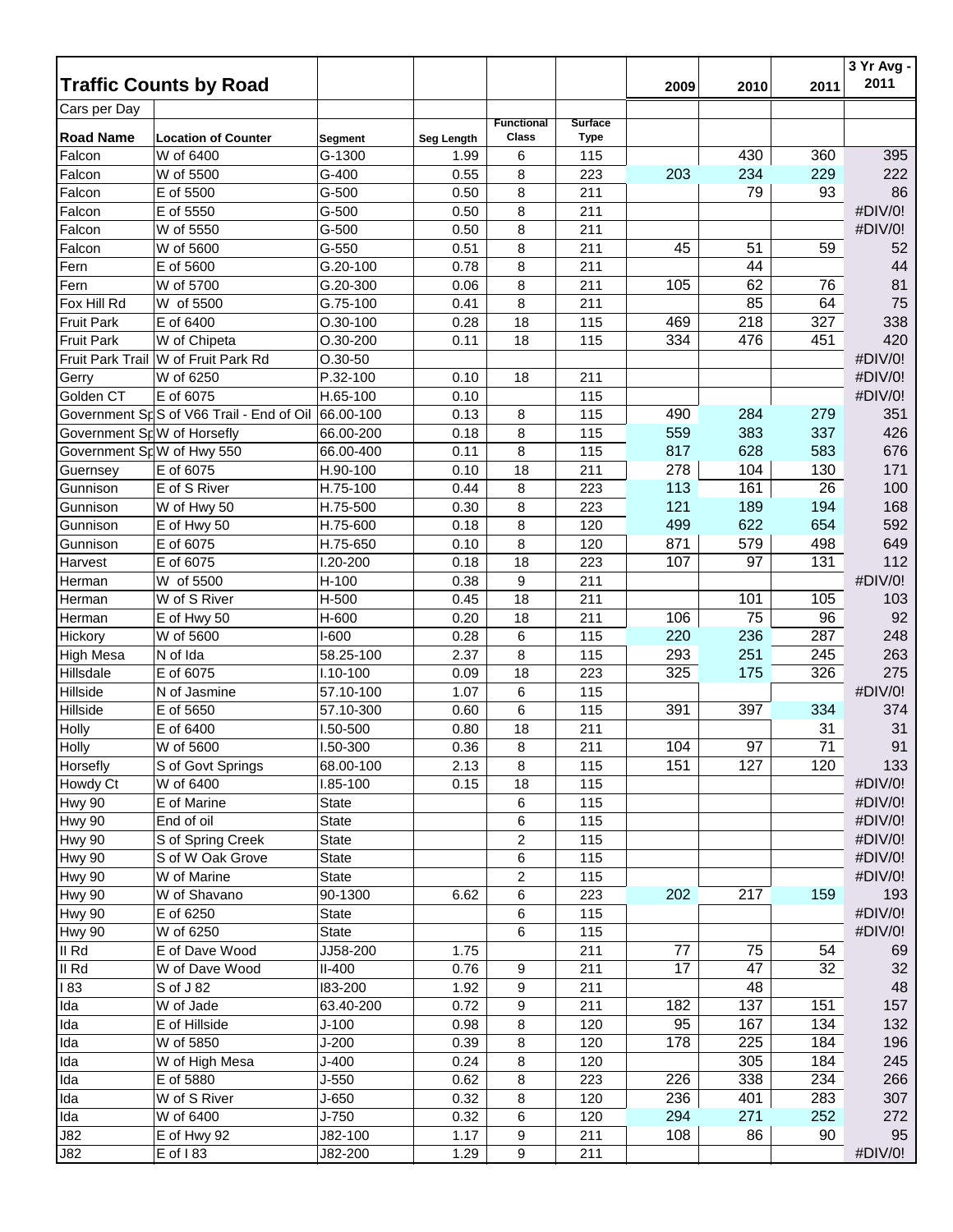## Traffic Counts by Road

Cars per Day

| Road Name | Location of Counter | Segment | Seg Length | Functional Class | Surface Type | 2009 | 2010 | 2011 | 3 Yr Avg - 2011 |
|---|---|---|---|---|---|---|---|---|---|
| Falcon | W of 6400 | G-1300 | 1.99 | 6 | 115 | | 430 | 360 | 395 |
| Falcon | W of 5500 | G-400 | 0.55 | 8 | 223 | 203 | 234 | 229 | 222 |
| Falcon | E of 5500 | G-500 | 0.50 | 8 | 211 | | 79 | 93 | 86 |
| Falcon | E of 5550 | G-500 | 0.50 | 8 | 211 | | | | #DIV/0! |
| Falcon | W of 5550 | G-500 | 0.50 | 8 | 211 | | | | #DIV/0! |
| Falcon | W of 5600 | G-550 | 0.51 | 8 | 211 | 45 | 51 | 59 | 52 |
| Fern | E of 5600 | G.20-100 | 0.78 | 8 | 211 | | 44 | | 44 |
| Fern | W of 5700 | G.20-300 | 0.06 | 8 | 211 | 105 | 62 | 76 | 81 |
| Fox Hill Rd | W of 5500 | G.75-100 | 0.41 | 8 | 211 | | 85 | 64 | 75 |
| Fruit Park | E of 6400 | O.30-100 | 0.28 | 18 | 115 | 469 | 218 | 327 | 338 |
| Fruit Park | W of Chipeta | O.30-200 | 0.11 | 18 | 115 | 334 | 476 | 451 | 420 |
| Fruit Park Trail | W of Fruit Park Rd | O.30-50 | | | | | | | #DIV/0! |
| Gerry | W of 6250 | P.32-100 | 0.10 | 18 | 211 | | | | #DIV/0! |
| Golden CT | E of 6075 | H.65-100 | 0.10 | | 115 | | | | #DIV/0! |
| Government Sp | S of V66 Trail - End of Oil | 66.00-100 | 0.13 | 8 | 115 | 490 | 284 | 279 | 351 |
| Government Sp | W of Horsefly | 66.00-200 | 0.18 | 8 | 115 | 559 | 383 | 337 | 426 |
| Government Sp | W of Hwy 550 | 66.00-400 | 0.11 | 8 | 115 | 817 | 628 | 583 | 676 |
| Guernsey | E of 6075 | H.90-100 | 0.10 | 18 | 211 | 278 | 104 | 130 | 171 |
| Gunnison | E of S River | H.75-100 | 0.44 | 8 | 223 | 113 | 161 | 26 | 100 |
| Gunnison | W of Hwy 50 | H.75-500 | 0.30 | 8 | 223 | 121 | 189 | 194 | 168 |
| Gunnison | E of Hwy 50 | H.75-600 | 0.18 | 8 | 120 | 499 | 622 | 654 | 592 |
| Gunnison | E of 6075 | H.75-650 | 0.10 | 8 | 120 | 871 | 579 | 498 | 649 |
| Harvest | E of 6075 | I.20-200 | 0.18 | 18 | 223 | 107 | 97 | 131 | 112 |
| Herman | W of 5500 | H-100 | 0.38 | 9 | 211 | | | | #DIV/0! |
| Herman | W of S River | H-500 | 0.45 | 18 | 211 | | 101 | 105 | 103 |
| Herman | E of Hwy 50 | H-600 | 0.20 | 18 | 211 | 106 | 75 | 96 | 92 |
| Hickory | W of 5600 | I-600 | 0.28 | 6 | 115 | 220 | 236 | 287 | 248 |
| High Mesa | N of Ida | 58.25-100 | 2.37 | 8 | 115 | 293 | 251 | 245 | 263 |
| Hillsdale | E of 6075 | I.10-100 | 0.09 | 18 | 223 | 325 | 175 | 326 | 275 |
| Hillside | N of Jasmine | 57.10-100 | 1.07 | 6 | 115 | | | | #DIV/0! |
| Hillside | E of 5650 | 57.10-300 | 0.60 | 6 | 115 | 391 | 397 | 334 | 374 |
| Holly | E of 6400 | I.50-500 | 0.80 | 18 | 211 | | | 31 | 31 |
| Holly | W of 5600 | I.50-300 | 0.36 | 8 | 211 | 104 | 97 | 71 | 91 |
| Horsefly | S of Govt Springs | 68.00-100 | 2.13 | 8 | 115 | 151 | 127 | 120 | 133 |
| Howdy Ct | W of 6400 | I.85-100 | 0.15 | 18 | 115 | | | | #DIV/0! |
| Hwy 90 | E of Marine | State | | 6 | 115 | | | | #DIV/0! |
| Hwy 90 | End of oil | State | | 6 | 115 | | | | #DIV/0! |
| Hwy 90 | S of Spring Creek | State | | 2 | 115 | | | | #DIV/0! |
| Hwy 90 | S of W Oak Grove | State | | 6 | 115 | | | | #DIV/0! |
| Hwy 90 | W of Marine | State | | 2 | 115 | | | | #DIV/0! |
| Hwy 90 | W of Shavano | 90-1300 | 6.62 | 6 | 223 | 202 | 217 | 159 | 193 |
| Hwy 90 | E of 6250 | State | | 6 | 115 | | | | #DIV/0! |
| Hwy 90 | W of 6250 | State | | 6 | 115 | | | | #DIV/0! |
| II Rd | E of Dave Wood | JJ58-200 | 1.75 | | 211 | 77 | 75 | 54 | 69 |
| II Rd | W of Dave Wood | II-400 | 0.76 | 9 | 211 | 17 | 47 | 32 | 32 |
| I 83 | S of J 82 | I83-200 | 1.92 | 9 | 211 | | 48 | | 48 |
| Ida | W of Jade | 63.40-200 | 0.72 | 9 | 211 | 182 | 137 | 151 | 157 |
| Ida | E of Hillside | J-100 | 0.98 | 8 | 120 | 95 | 167 | 134 | 132 |
| Ida | W of 5850 | J-200 | 0.39 | 8 | 120 | 178 | 225 | 184 | 196 |
| Ida | W of High Mesa | J-400 | 0.24 | 8 | 120 | | 305 | 184 | 245 |
| Ida | E of 5880 | J-550 | 0.62 | 8 | 223 | 226 | 338 | 234 | 266 |
| Ida | W of S River | J-650 | 0.32 | 8 | 120 | 236 | 401 | 283 | 307 |
| Ida | W of 6400 | J-750 | 0.32 | 6 | 120 | 294 | 271 | 252 | 272 |
| J82 | E of Hwy 92 | J82-100 | 1.17 | 9 | 211 | 108 | 86 | 90 | 95 |
| J82 | E of I 83 | J82-200 | 1.29 | 9 | 211 | | | | #DIV/0! |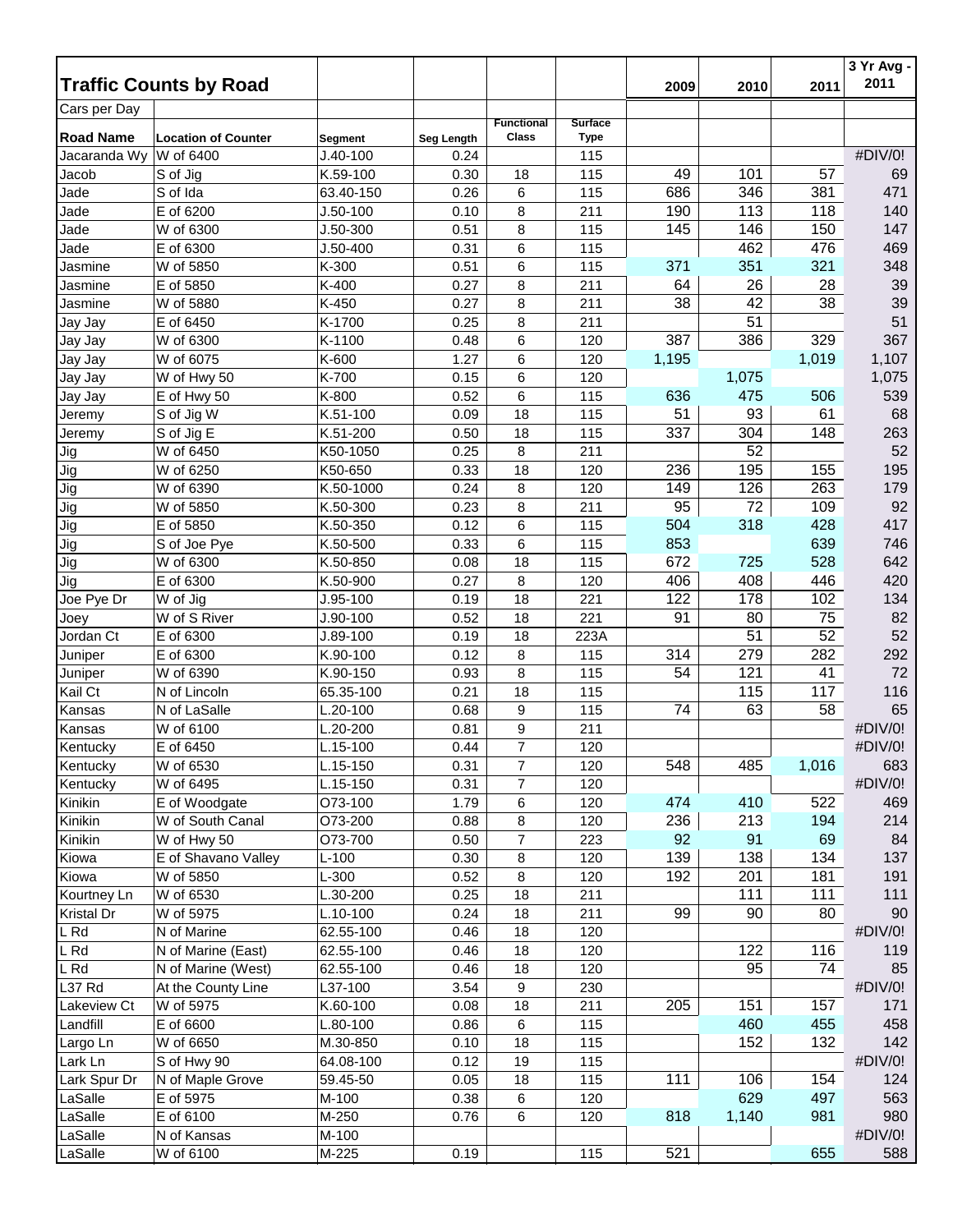# Traffic Counts by Road

Cars per Day

| Road Name | Location of Counter | Segment | Seg Length | Functional Class | Surface Type | 2009 | 2010 | 2011 | 3 Yr Avg - 2011 |
|---|---|---|---|---|---|---|---|---|---|
| Jacaranda Wy | W of 6400 | J.40-100 | 0.24 | | 115 | | | | #DIV/0! |
| Jacob | S of Jig | K.59-100 | 0.30 | 18 | 115 | 49 | 101 | 57 | 69 |
| Jade | S of Ida | 63.40-150 | 0.26 | 6 | 115 | 686 | 346 | 381 | 471 |
| Jade | E of 6200 | J.50-100 | 0.10 | 8 | 211 | 190 | 113 | 118 | 140 |
| Jade | W of 6300 | J.50-300 | 0.51 | 8 | 115 | 145 | 146 | 150 | 147 |
| Jade | E of 6300 | J.50-400 | 0.31 | 6 | 115 | | 462 | 476 | 469 |
| Jasmine | W of 5850 | K-300 | 0.51 | 6 | 115 | 371 | 351 | 321 | 348 |
| Jasmine | E of 5850 | K-400 | 0.27 | 8 | 211 | 64 | 26 | 28 | 39 |
| Jasmine | W of 5880 | K-450 | 0.27 | 8 | 211 | 38 | 42 | 38 | 39 |
| Jay Jay | E of 6450 | K-1700 | 0.25 | 8 | 211 | | 51 | | 51 |
| Jay Jay | W of 6300 | K-1100 | 0.48 | 6 | 120 | 387 | 386 | 329 | 367 |
| Jay Jay | W of 6075 | K-600 | 1.27 | 6 | 120 | 1,195 | | 1,019 | 1,107 |
| Jay Jay | W of Hwy 50 | K-700 | 0.15 | 6 | 120 | | 1,075 | | 1,075 |
| Jay Jay | E of Hwy 50 | K-800 | 0.52 | 6 | 115 | 636 | 475 | 506 | 539 |
| Jeremy | S of Jig W | K.51-100 | 0.09 | 18 | 115 | 51 | 93 | 61 | 68 |
| Jeremy | S of Jig E | K.51-200 | 0.50 | 18 | 115 | 337 | 304 | 148 | 263 |
| Jig | W of 6450 | K50-1050 | 0.25 | 8 | 211 | | 52 | | 52 |
| Jig | W of 6250 | K50-650 | 0.33 | 18 | 120 | 236 | 195 | 155 | 195 |
| Jig | W of 6390 | K.50-1000 | 0.24 | 8 | 120 | 149 | 126 | 263 | 179 |
| Jig | W of 5850 | K.50-300 | 0.23 | 8 | 211 | 95 | 72 | 109 | 92 |
| Jig | E of 5850 | K.50-350 | 0.12 | 6 | 115 | 504 | 318 | 428 | 417 |
| Jig | S of Joe Pye | K.50-500 | 0.33 | 6 | 115 | 853 | | 639 | 746 |
| Jig | W of 6300 | K.50-850 | 0.08 | 18 | 115 | 672 | 725 | 528 | 642 |
| Jig | E of 6300 | K.50-900 | 0.27 | 8 | 120 | 406 | 408 | 446 | 420 |
| Joe Pye Dr | W of Jig | J.95-100 | 0.19 | 18 | 221 | 122 | 178 | 102 | 134 |
| Joey | W of S River | J.90-100 | 0.52 | 18 | 221 | 91 | 80 | 75 | 82 |
| Jordan Ct | E of 6300 | J.89-100 | 0.19 | 18 | 223A | | 51 | 52 | 52 |
| Juniper | E of 6300 | K.90-100 | 0.12 | 8 | 115 | 314 | 279 | 282 | 292 |
| Juniper | W of 6390 | K.90-150 | 0.93 | 8 | 115 | 54 | 121 | 41 | 72 |
| Kail Ct | N of Lincoln | 65.35-100 | 0.21 | 18 | 115 | | 115 | 117 | 116 |
| Kansas | N of LaSalle | L.20-100 | 0.68 | 9 | 115 | 74 | 63 | 58 | 65 |
| Kansas | W of 6100 | L.20-200 | 0.81 | 9 | 211 | | | | #DIV/0! |
| Kentucky | E of 6450 | L.15-100 | 0.44 | 7 | 120 | | | | #DIV/0! |
| Kentucky | W of 6530 | L.15-150 | 0.31 | 7 | 120 | 548 | 485 | 1,016 | 683 |
| Kentucky | W of 6495 | L.15-150 | 0.31 | 7 | 120 | | | | #DIV/0! |
| Kinikin | E of Woodgate | O73-100 | 1.79 | 6 | 120 | 474 | 410 | 522 | 469 |
| Kinikin | W of South Canal | O73-200 | 0.88 | 8 | 120 | 236 | 213 | 194 | 214 |
| Kinikin | W of Hwy 50 | O73-700 | 0.50 | 7 | 223 | 92 | 91 | 69 | 84 |
| Kiowa | E of Shavano Valley | L-100 | 0.30 | 8 | 120 | 139 | 138 | 134 | 137 |
| Kiowa | W of 5850 | L-300 | 0.52 | 8 | 120 | 192 | 201 | 181 | 191 |
| Kourtney Ln | W of 6530 | L.30-200 | 0.25 | 18 | 211 | | 111 | 111 | 111 |
| Kristal Dr | W of 5975 | L.10-100 | 0.24 | 18 | 211 | 99 | 90 | 80 | 90 |
| L Rd | N of Marine | 62.55-100 | 0.46 | 18 | 120 | | | | #DIV/0! |
| L Rd | N of Marine (East) | 62.55-100 | 0.46 | 18 | 120 | | 122 | 116 | 119 |
| L Rd | N of Marine (West) | 62.55-100 | 0.46 | 18 | 120 | | 95 | 74 | 85 |
| L37 Rd | At the County Line | L37-100 | 3.54 | 9 | 230 | | | | #DIV/0! |
| Lakeview Ct | W of 5975 | K.60-100 | 0.08 | 18 | 211 | 205 | 151 | 157 | 171 |
| Landfill | E of 6600 | L.80-100 | 0.86 | 6 | 115 | | 460 | 455 | 458 |
| Largo Ln | W of 6650 | M.30-850 | 0.10 | 18 | 115 | | 152 | 132 | 142 |
| Lark Ln | S of Hwy 90 | 64.08-100 | 0.12 | 19 | 115 | | | | #DIV/0! |
| Lark Spur Dr | N of Maple Grove | 59.45-50 | 0.05 | 18 | 115 | 111 | 106 | 154 | 124 |
| LaSalle | E of 5975 | M-100 | 0.38 | 6 | 120 | | 629 | 497 | 563 |
| LaSalle | E of 6100 | M-250 | 0.76 | 6 | 120 | 818 | 1,140 | 981 | 980 |
| LaSalle | N of Kansas | M-100 | | | | | | | #DIV/0! |
| LaSalle | W of 6100 | M-225 | 0.19 | | 115 | 521 | | 655 | 588 |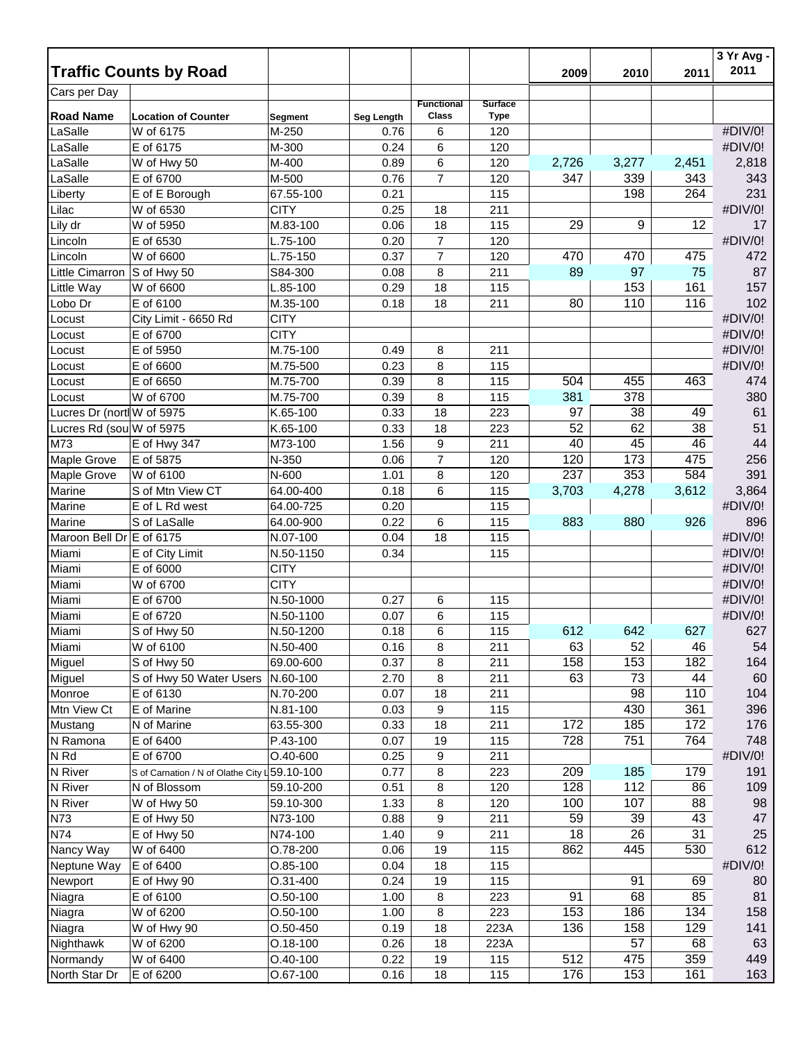## Traffic Counts by Road

Cars per Day

| Road Name | Location of Counter | Segment | Seg Length | Functional Class | Surface Type | 2009 | 2010 | 2011 | 3 Yr Avg - 2011 |
|---|---|---|---|---|---|---|---|---|---|
| LaSalle | W of 6175 | M-250 | 0.76 | 6 | 120 | | | | #DIV/0! |
| LaSalle | E of 6175 | M-300 | 0.24 | 6 | 120 | | | | #DIV/0! |
| LaSalle | W of Hwy 50 | M-400 | 0.89 | 6 | 120 | 2,726 | 3,277 | 2,451 | 2,818 |
| LaSalle | E of 6700 | M-500 | 0.76 | 7 | 120 | 347 | 339 | 343 | 343 |
| Liberty | E of E Borough | 67.55-100 | 0.21 | | 115 | | 198 | 264 | 231 |
| Lilac | W of 6530 | CITY | 0.25 | 18 | 211 | | | | #DIV/0! |
| Lily dr | W of 5950 | M.83-100 | 0.06 | 18 | 115 | 29 | 9 | 12 | 17 |
| Lincoln | E of 6530 | L.75-100 | 0.20 | 7 | 120 | | | | #DIV/0! |
| Lincoln | W of 6600 | L.75-150 | 0.37 | 7 | 120 | 470 | 470 | 475 | 472 |
| Little Cimarron | S of Hwy 50 | S84-300 | 0.08 | 8 | 211 | 89 | 97 | 75 | 87 |
| Little Way | W of 6600 | L.85-100 | 0.29 | 18 | 115 | | 153 | 161 | 157 |
| Lobo Dr | E of 6100 | M.35-100 | 0.18 | 18 | 211 | 80 | 110 | 116 | 102 |
| Locust | City Limit - 6650 Rd | CITY | | | | | | | #DIV/0! |
| Locust | E of 6700 | CITY | | | | | | | #DIV/0! |
| Locust | E of 5950 | M.75-100 | 0.49 | 8 | 211 | | | | #DIV/0! |
| Locust | E of 6600 | M.75-500 | 0.23 | 8 | 115 | | | | #DIV/0! |
| Locust | E of 6650 | M.75-700 | 0.39 | 8 | 115 | 504 | 455 | 463 | 474 |
| Locust | W of 6700 | M.75-700 | 0.39 | 8 | 115 | 381 | 378 | | 380 |
| Lucres Dr (nortl | W of 5975 | K.65-100 | 0.33 | 18 | 223 | 97 | 38 | 49 | 61 |
| Lucres Rd (sou | W of 5975 | K.65-100 | 0.33 | 18 | 223 | 52 | 62 | 38 | 51 |
| M73 | E of Hwy 347 | M73-100 | 1.56 | 9 | 211 | 40 | 45 | 46 | 44 |
| Maple Grove | E of 5875 | N-350 | 0.06 | 7 | 120 | 120 | 173 | 475 | 256 |
| Maple Grove | W of 6100 | N-600 | 1.01 | 8 | 120 | 237 | 353 | 584 | 391 |
| Marine | S of Mtn View CT | 64.00-400 | 0.18 | 6 | 115 | 3,703 | 4,278 | 3,612 | 3,864 |
| Marine | E of L Rd west | 64.00-725 | 0.20 | | 115 | | | | #DIV/0! |
| Marine | S of LaSalle | 64.00-900 | 0.22 | 6 | 115 | 883 | 880 | 926 | 896 |
| Maroon Bell Dr | E of 6175 | N.07-100 | 0.04 | 18 | 115 | | | | #DIV/0! |
| Miami | E of City Limit | N.50-1150 | 0.34 | | 115 | | | | #DIV/0! |
| Miami | E of 6000 | CITY | | | | | | | #DIV/0! |
| Miami | W of 6700 | CITY | | | | | | | #DIV/0! |
| Miami | E of 6700 | N.50-1000 | 0.27 | 6 | 115 | | | | #DIV/0! |
| Miami | E of 6720 | N.50-1100 | 0.07 | 6 | 115 | | | | #DIV/0! |
| Miami | S of Hwy 50 | N.50-1200 | 0.18 | 6 | 115 | 612 | 642 | 627 | 627 |
| Miami | W of 6100 | N.50-400 | 0.16 | 8 | 211 | 63 | 52 | 46 | 54 |
| Miguel | S of Hwy 50 | 69.00-600 | 0.37 | 8 | 211 | 158 | 153 | 182 | 164 |
| Miguel | S of Hwy 50 Water Users | N.60-100 | 2.70 | 8 | 211 | 63 | 73 | 44 | 60 |
| Monroe | E of 6130 | N.70-200 | 0.07 | 18 | 211 | | 98 | 110 | 104 |
| Mtn View Ct | E of Marine | N.81-100 | 0.03 | 9 | 115 | | 430 | 361 | 396 |
| Mustang | N of Marine | 63.55-300 | 0.33 | 18 | 211 | 172 | 185 | 172 | 176 |
| N Ramona | E of 6400 | P.43-100 | 0.07 | 19 | 115 | 728 | 751 | 764 | 748 |
| N Rd | E of 6700 | O.40-600 | 0.25 | 9 | 211 | | | | #DIV/0! |
| N River | S of Carnation / N of Olathe City L | 59.10-100 | 0.77 | 8 | 223 | 209 | 185 | 179 | 191 |
| N River | N of Blossom | 59.10-200 | 0.51 | 8 | 120 | 128 | 112 | 86 | 109 |
| N River | W of Hwy 50 | 59.10-300 | 1.33 | 8 | 120 | 100 | 107 | 88 | 98 |
| N73 | E of Hwy 50 | N73-100 | 0.88 | 9 | 211 | 59 | 39 | 43 | 47 |
| N74 | E of Hwy 50 | N74-100 | 1.40 | 9 | 211 | 18 | 26 | 31 | 25 |
| Nancy Way | W of 6400 | O.78-200 | 0.06 | 19 | 115 | 862 | 445 | 530 | 612 |
| Neptune Way | E of 6400 | O.85-100 | 0.04 | 18 | 115 | | | | #DIV/0! |
| Newport | E of Hwy 90 | O.31-400 | 0.24 | 19 | 115 | | 91 | 69 | 80 |
| Niagra | E of 6100 | O.50-100 | 1.00 | 8 | 223 | 91 | 68 | 85 | 81 |
| Niagra | W of 6200 | O.50-100 | 1.00 | 8 | 223 | 153 | 186 | 134 | 158 |
| Niagra | W of Hwy 90 | O.50-450 | 0.19 | 18 | 223A | 136 | 158 | 129 | 141 |
| Nighthawk | W of 6200 | O.18-100 | 0.26 | 18 | 223A | | 57 | 68 | 63 |
| Normandy | W of 6400 | O.40-100 | 0.22 | 19 | 115 | 512 | 475 | 359 | 449 |
| North Star Dr | E of 6200 | O.67-100 | 0.16 | 18 | 115 | 176 | 153 | 161 | 163 |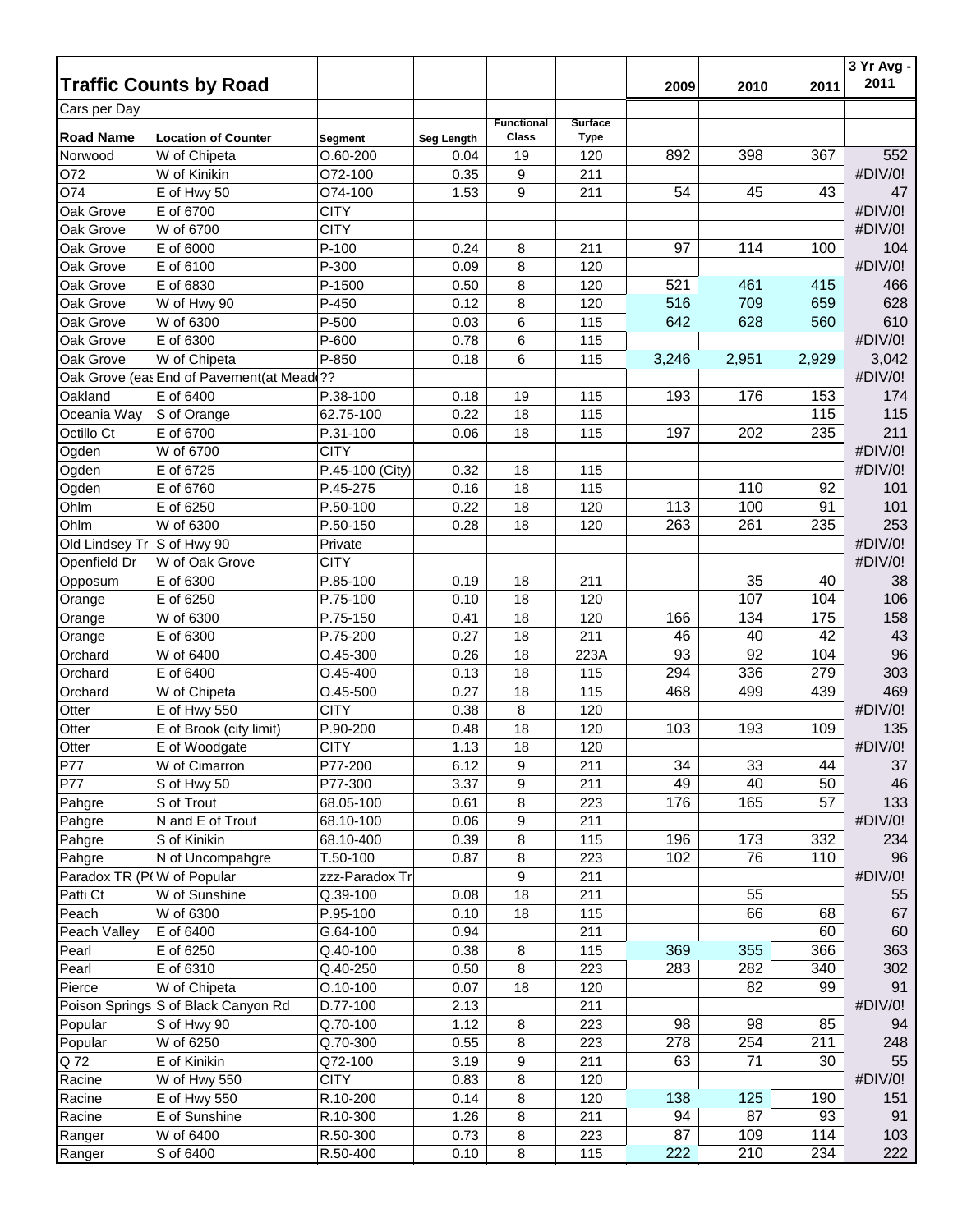| Traffic Counts by Road | | | | | | 2009 | 2010 | 2011 | 3 Yr Avg - 2011 |
|---|---|---|---|---|---|---|---|---|---|
| Cars per Day | | | | | | | | | |
| **Road Name** | **Location of Counter** | **Segment** | **Seg Length** | **Functional Class** | **Surface Type** | | | | |
| Norwood | W of Chipeta | O.60-200 | 0.04 | 19 | 120 | 892 | 398 | 367 | 552 |
| O72 | W of Kinikin | O72-100 | 0.35 | 9 | 211 | | | | #DIV/0! |
| O74 | E of Hwy 50 | O74-100 | 1.53 | 9 | 211 | 54 | 45 | 43 | 47 |
| Oak Grove | E of 6700 | CITY | | | | | | | #DIV/0! |
| Oak Grove | W of 6700 | CITY | | | | | | | #DIV/0! |
| Oak Grove | E of 6000 | P-100 | 0.24 | 8 | 211 | 97 | 114 | 100 | 104 |
| Oak Grove | E of 6100 | P-300 | 0.09 | 8 | 120 | | | | #DIV/0! |
| Oak Grove | E of 6830 | P-1500 | 0.50 | 8 | 120 | 521 | 461 | 415 | 466 |
| Oak Grove | W of Hwy 90 | P-450 | 0.12 | 8 | 120 | 516 | 709 | 659 | 628 |
| Oak Grove | W of 6300 | P-500 | 0.03 | 6 | 115 | 642 | 628 | 560 | 610 |
| Oak Grove | E of 6300 | P-600 | 0.78 | 6 | 115 | | | | #DIV/0! |
| Oak Grove | W of Chipeta | P-850 | 0.18 | 6 | 115 | 3,246 | 2,951 | 2,929 | 3,042 |
| Oak Grove (eas | End of Pavement(at Mead | ?? | | | | | | | #DIV/0! |
| Oakland | E of 6400 | P.38-100 | 0.18 | 19 | 115 | 193 | 176 | 153 | 174 |
| Oceania Way | S of Orange | 62.75-100 | 0.22 | 18 | 115 | | | 115 | 115 |
| Octillo Ct | E of 6700 | P.31-100 | 0.06 | 18 | 115 | 197 | 202 | 235 | 211 |
| Ogden | W of 6700 | CITY | | | | | | | #DIV/0! |
| Ogden | E of 6725 | P.45-100 (City) | 0.32 | 18 | 115 | | | | #DIV/0! |
| Ogden | E of 6760 | P.45-275 | 0.16 | 18 | 115 | | 110 | 92 | 101 |
| Ohlm | E of 6250 | P.50-100 | 0.22 | 18 | 120 | 113 | 100 | 91 | 101 |
| Ohlm | W of 6300 | P.50-150 | 0.28 | 18 | 120 | 263 | 261 | 235 | 253 |
| Old Lindsey Tr | S of Hwy 90 | Private | | | | | | | #DIV/0! |
| Openfield Dr | W of Oak Grove | CITY | | | | | | | #DIV/0! |
| Opposum | E of 6300 | P.85-100 | 0.19 | 18 | 211 | | 35 | 40 | 38 |
| Orange | E of 6250 | P.75-100 | 0.10 | 18 | 120 | | 107 | 104 | 106 |
| Orange | W of 6300 | P.75-150 | 0.41 | 18 | 120 | 166 | 134 | 175 | 158 |
| Orange | E of 6300 | P.75-200 | 0.27 | 18 | 211 | 46 | 40 | 42 | 43 |
| Orchard | W of 6400 | O.45-300 | 0.26 | 18 | 223A | 93 | 92 | 104 | 96 |
| Orchard | E of 6400 | O.45-400 | 0.13 | 18 | 115 | 294 | 336 | 279 | 303 |
| Orchard | W of Chipeta | O.45-500 | 0.27 | 18 | 115 | 468 | 499 | 439 | 469 |
| Otter | E of Hwy 550 | CITY | 0.38 | 8 | 120 | | | | #DIV/0! |
| Otter | E of Brook (city limit) | P.90-200 | 0.48 | 18 | 120 | 103 | 193 | 109 | 135 |
| Otter | E of Woodgate | CITY | 1.13 | 18 | 120 | | | | #DIV/0! |
| P77 | W of Cimarron | P77-200 | 6.12 | 9 | 211 | 34 | 33 | 44 | 37 |
| P77 | S of Hwy 50 | P77-300 | 3.37 | 9 | 211 | 49 | 40 | 50 | 46 |
| Pahgre | S of Trout | 68.05-100 | 0.61 | 8 | 223 | 176 | 165 | 57 | 133 |
| Pahgre | N and E of Trout | 68.10-100 | 0.06 | 9 | 211 | | | | #DIV/0! |
| Pahgre | S of Kinikin | 68.10-400 | 0.39 | 8 | 115 | 196 | 173 | 332 | 234 |
| Pahgre | N of Uncompahgre | T.50-100 | 0.87 | 8 | 223 | 102 | 76 | 110 | 96 |
| Paradox TR (P | W of Popular | zzz-Paradox Tr | | 9 | 211 | | | | #DIV/0! |
| Patti Ct | W of Sunshine | Q.39-100 | 0.08 | 18 | 211 | | 55 | | 55 |
| Peach | W of 6300 | P.95-100 | 0.10 | 18 | 115 | | 66 | 68 | 67 |
| Peach Valley | E of 6400 | G.64-100 | 0.94 | | 211 | | | 60 | 60 |
| Pearl | E of 6250 | Q.40-100 | 0.38 | 8 | 115 | 369 | 355 | 366 | 363 |
| Pearl | E of 6310 | Q.40-250 | 0.50 | 8 | 223 | 283 | 282 | 340 | 302 |
| Pierce | W of Chipeta | O.10-100 | 0.07 | 18 | 120 | | 82 | 99 | 91 |
| Poison Springs | S of Black Canyon Rd | D.77-100 | 2.13 | | 211 | | | | #DIV/0! |
| Popular | S of Hwy 90 | Q.70-100 | 1.12 | 8 | 223 | 98 | 98 | 85 | 94 |
| Popular | W of 6250 | Q.70-300 | 0.55 | 8 | 223 | 278 | 254 | 211 | 248 |
| Q 72 | E of Kinikin | Q72-100 | 3.19 | 9 | 211 | 63 | 71 | 30 | 55 |
| Racine | W of Hwy 550 | CITY | 0.83 | 8 | 120 | | | | #DIV/0! |
| Racine | E of Hwy 550 | R.10-200 | 0.14 | 8 | 120 | 138 | 125 | 190 | 151 |
| Racine | E of Sunshine | R.10-300 | 1.26 | 8 | 211 | 94 | 87 | 93 | 91 |
| Ranger | W of 6400 | R.50-300 | 0.73 | 8 | 223 | 87 | 109 | 114 | 103 |
| Ranger | S of 6400 | R.50-400 | 0.10 | 8 | 115 | 222 | 210 | 234 | 222 |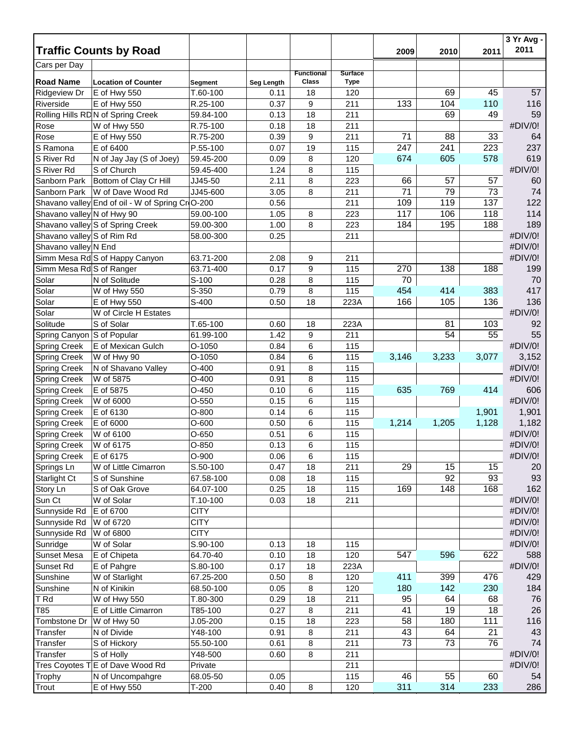# Traffic Counts by Road

Cars per Day

| Road Name | Location of Counter | Segment | Seg Length | Functional Class | Surface Type | 2009 | 2010 | 2011 | 3 Yr Avg - 2011 |
|---|---|---|---|---|---|---|---|---|---|
| Ridgeview Dr | E of Hwy 550 | T.60-100 | 0.11 | 18 | 120 | | 69 | 45 | 57 |
| Riverside | E of Hwy 550 | R.25-100 | 0.37 | 9 | 211 | 133 | 104 | 110 | 116 |
| Rolling Hills RD | N of Spring Creek | 59.84-100 | 0.13 | 18 | 211 | | 69 | 49 | 59 |
| Rose | W of Hwy 550 | R.75-100 | 0.18 | 18 | 211 | | | | #DIV/0! |
| Rose | E of Hwy 550 | R.75-200 | 0.39 | 9 | 211 | 71 | 88 | 33 | 64 |
| S Ramona | E of 6400 | P.55-100 | 0.07 | 19 | 115 | 247 | 241 | 223 | 237 |
| S River Rd | N of Jay Jay (S of Joey) | 59.45-200 | 0.09 | 8 | 120 | 674 | 605 | 578 | 619 |
| S River Rd | S of Church | 59.45-400 | 1.24 | 8 | 115 | | | | #DIV/0! |
| Sanborn Park | Bottom of Clay Cr Hill | JJ45-50 | 2.11 | 8 | 223 | 66 | 57 | 57 | 60 |
| Sanborn Park | W of Dave Wood Rd | JJ45-600 | 3.05 | 8 | 211 | 71 | 79 | 73 | 74 |
| Shavano valley | End of oil - W of Spring Cr | O-200 | 0.56 | | 211 | 109 | 119 | 137 | 122 |
| Shavano valley | N of Hwy 90 | 59.00-100 | 1.05 | 8 | 223 | 117 | 106 | 118 | 114 |
| Shavano valley | S of Spring Creek | 59.00-300 | 1.00 | 8 | 223 | 184 | 195 | 188 | 189 |
| Shavano valley | S of Rim Rd | 58.00-300 | 0.25 | | 211 | | | | #DIV/0! |
| Shavano valley | N End | | | | | | | | #DIV/0! |
| Simm Mesa Rd | S of Happy Canyon | 63.71-200 | 2.08 | 9 | 211 | | | | #DIV/0! |
| Simm Mesa Rd | S of Ranger | 63.71-400 | 0.17 | 9 | 115 | 270 | 138 | 188 | 199 |
| Solar | N of Solitude | S-100 | 0.28 | 8 | 115 | 70 | | | 70 |
| Solar | W of Hwy 550 | S-350 | 0.79 | 8 | 115 | 454 | 414 | 383 | 417 |
| Solar | E of Hwy 550 | S-400 | 0.50 | 18 | 223A | 166 | 105 | 136 | 136 |
| Solar | W of Circle H Estates | | | | | | | | #DIV/0! |
| Solitude | S of Solar | T.65-100 | 0.60 | 18 | 223A | | 81 | 103 | 92 |
| Spring Canyon | S of Popular | 61.99-100 | 1.42 | 9 | 211 | | 54 | 55 | 55 |
| Spring Creek | E of Mexican Gulch | O-1050 | 0.84 | 6 | 115 | | | | #DIV/0! |
| Spring Creek | W of Hwy 90 | O-1050 | 0.84 | 6 | 115 | 3,146 | 3,233 | 3,077 | 3,152 |
| Spring Creek | N of Shavano Valley | O-400 | 0.91 | 8 | 115 | | | | #DIV/0! |
| Spring Creek | W of 5875 | O-400 | 0.91 | 8 | 115 | | | | #DIV/0! |
| Spring Creek | E of 5875 | O-450 | 0.10 | 6 | 115 | 635 | 769 | 414 | 606 |
| Spring Creek | W of 6000 | O-550 | 0.15 | 6 | 115 | | | | #DIV/0! |
| Spring Creek | E of 6130 | O-800 | 0.14 | 6 | 115 | | | 1,901 | 1,901 |
| Spring Creek | E of 6000 | O-600 | 0.50 | 6 | 115 | 1,214 | 1,205 | 1,128 | 1,182 |
| Spring Creek | W of 6100 | O-650 | 0.51 | 6 | 115 | | | | #DIV/0! |
| Spring Creek | W of 6175 | O-850 | 0.13 | 6 | 115 | | | | #DIV/0! |
| Spring Creek | E of 6175 | O-900 | 0.06 | 6 | 115 | | | | #DIV/0! |
| Springs Ln | W of Little Cimarron | S.50-100 | 0.47 | 18 | 211 | 29 | 15 | 15 | 20 |
| Starlight Ct | S of Sunshine | 67.58-100 | 0.08 | 18 | 115 | | 92 | 93 | 93 |
| Story Ln | S of Oak Grove | 64.07-100 | 0.25 | 18 | 115 | 169 | 148 | 168 | 162 |
| Sun Ct | W of Solar | T.10-100 | 0.03 | 18 | 211 | | | | #DIV/0! |
| Sunnyside Rd | E of 6700 | CITY | | | | | | | #DIV/0! |
| Sunnyside Rd | W of 6720 | CITY | | | | | | | #DIV/0! |
| Sunnyside Rd | W of 6800 | CITY | | | | | | | #DIV/0! |
| Sunridge | W of Solar | S.90-100 | 0.13 | 18 | 115 | | | | #DIV/0! |
| Sunset Mesa | E of Chipeta | 64.70-40 | 0.10 | 18 | 120 | 547 | 596 | 622 | 588 |
| Sunset Rd | E of Pahgre | S.80-100 | 0.17 | 18 | 223A | | | | #DIV/0! |
| Sunshine | W of Starlight | 67.25-200 | 0.50 | 8 | 120 | 411 | 399 | 476 | 429 |
| Sunshine | N of Kinikin | 68.50-100 | 0.05 | 8 | 120 | 180 | 142 | 230 | 184 |
| T Rd | W of Hwy 550 | T.80-300 | 0.29 | 18 | 211 | 95 | 64 | 68 | 76 |
| T85 | E of Little Cimarron | T85-100 | 0.27 | 8 | 211 | 41 | 19 | 18 | 26 |
| Tombstone Dr | W of Hwy 50 | J.05-200 | 0.15 | 18 | 223 | 58 | 180 | 111 | 116 |
| Transfer | N of Divide | Y48-100 | 0.91 | 8 | 211 | 43 | 64 | 21 | 43 |
| Transfer | S of Hickory | 55.50-100 | 0.61 | 8 | 211 | 73 | 73 | 76 | 74 |
| Transfer | S of Holly | Y48-500 | 0.60 | 8 | 211 | | | | #DIV/0! |
| Tres Coyotes T | E of Dave Wood Rd | Private | | | 211 | | | | #DIV/0! |
| Trophy | N of Uncompahgre | 68.05-50 | 0.05 | | 115 | 46 | 55 | 60 | 54 |
| Trout | E of Hwy 550 | T-200 | 0.40 | 8 | 120 | 311 | 314 | 233 | 286 |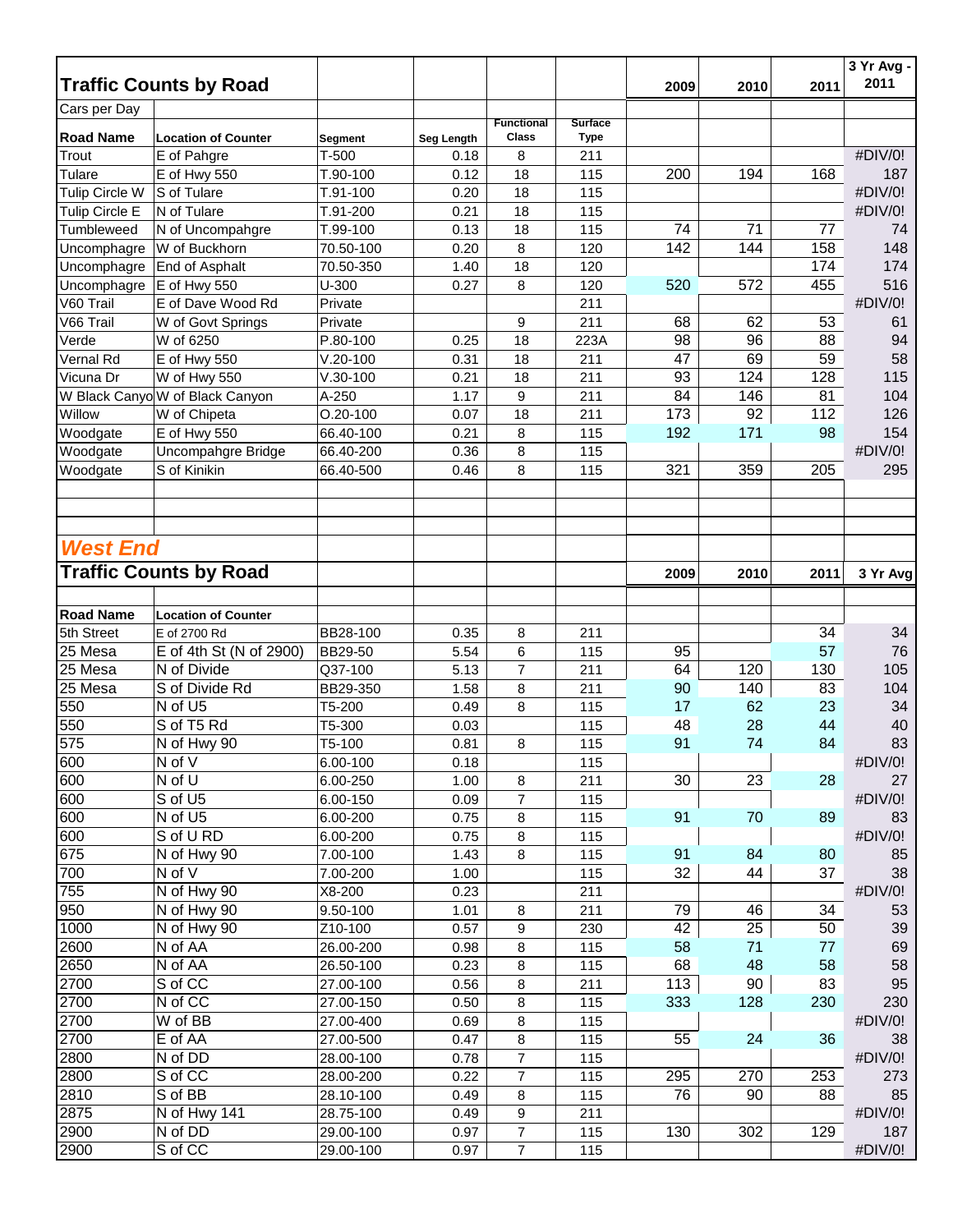## Traffic Counts by Road

Cars per Day

| Road Name | Location of Counter | Segment | Seg Length | Functional Class | Surface Type | 2009 | 2010 | 2011 | 3 Yr Avg - 2011 |
|---|---|---|---|---|---|---|---|---|---|
| Trout | E of Pahgre | T-500 | 0.18 | 8 | 211 | | | | #DIV/0! |
| Tulare | E of Hwy 550 | T.90-100 | 0.12 | 18 | 115 | 200 | 194 | 168 | 187 |
| Tulip Circle W | S of Tulare | T.91-100 | 0.20 | 18 | 115 | | | | #DIV/0! |
| Tulip Circle E | N of Tulare | T.91-200 | 0.21 | 18 | 115 | | | | #DIV/0! |
| Tumbleweed | N of Uncompahgre | T.99-100 | 0.13 | 18 | 115 | 74 | 71 | 77 | 74 |
| Uncomphagre | W of Buckhorn | 70.50-100 | 0.20 | 8 | 120 | 142 | 144 | 158 | 148 |
| Uncomphagre | End of Asphalt | 70.50-350 | 1.40 | 18 | 120 | | | 174 | 174 |
| Uncomphagre | E of Hwy 550 | U-300 | 0.27 | 8 | 120 | 520 | 572 | 455 | 516 |
| V60 Trail | E of Dave Wood Rd | Private | | | 211 | | | | #DIV/0! |
| V66 Trail | W of Govt Springs | Private | | 9 | 211 | 68 | 62 | 53 | 61 |
| Verde | W of 6250 | P.80-100 | 0.25 | 18 | 223A | 98 | 96 | 88 | 94 |
| Vernal Rd | E of Hwy 550 | V.20-100 | 0.31 | 18 | 211 | 47 | 69 | 59 | 58 |
| Vicuna Dr | W of Hwy 550 | V.30-100 | 0.21 | 18 | 211 | 93 | 124 | 128 | 115 |
| W Black Canyo | W of Black Canyon | A-250 | 1.17 | 9 | 211 | 84 | 146 | 81 | 104 |
| Willow | W of Chipeta | O.20-100 | 0.07 | 18 | 211 | 173 | 92 | 112 | 126 |
| Woodgate | E of Hwy 550 | 66.40-100 | 0.21 | 8 | 115 | 192 | 171 | 98 | 154 |
| Woodgate | Uncompahgre Bridge | 66.40-200 | 0.36 | 8 | 115 | | | | #DIV/0! |
| Woodgate | S of Kinikin | 66.40-500 | 0.46 | 8 | 115 | 321 | 359 | 205 | 295 |

## *West End*

## Traffic Counts by Road

| Road Name | Location of Counter | Segment | Seg Length | Functional Class | Surface Type | 2009 | 2010 | 2011 | 3 Yr Avg |
|---|---|---|---|---|---|---|---|---|---|
| 5th Street | E of 2700 Rd | BB28-100 | 0.35 | 8 | 211 | | | 34 | 34 |
| 25 Mesa | E of 4th St (N of 2900) | BB29-50 | 5.54 | 6 | 115 | 95 | | 57 | 76 |
| 25 Mesa | N of Divide | Q37-100 | 5.13 | 7 | 211 | 64 | 120 | 130 | 105 |
| 25 Mesa | S of Divide Rd | BB29-350 | 1.58 | 8 | 211 | 90 | 140 | 83 | 104 |
| 550 | N of U5 | T5-200 | 0.49 | 8 | 115 | 17 | 62 | 23 | 34 |
| 550 | S of T5 Rd | T5-300 | 0.03 | | 115 | 48 | 28 | 44 | 40 |
| 575 | N of Hwy 90 | T5-100 | 0.81 | 8 | 115 | 91 | 74 | 84 | 83 |
| 600 | N of V | 6.00-100 | 0.18 | | 115 | | | | #DIV/0! |
| 600 | N of U | 6.00-250 | 1.00 | 8 | 211 | 30 | 23 | 28 | 27 |
| 600 | S of U5 | 6.00-150 | 0.09 | 7 | 115 | | | | #DIV/0! |
| 600 | N of U5 | 6.00-200 | 0.75 | 8 | 115 | 91 | 70 | 89 | 83 |
| 600 | S of U RD | 6.00-200 | 0.75 | 8 | 115 | | | | #DIV/0! |
| 675 | N of Hwy 90 | 7.00-100 | 1.43 | 8 | 115 | 91 | 84 | 80 | 85 |
| 700 | N of V | 7.00-200 | 1.00 | | 115 | 32 | 44 | 37 | 38 |
| 755 | N of Hwy 90 | X8-200 | 0.23 | | 211 | | | | #DIV/0! |
| 950 | N of Hwy 90 | 9.50-100 | 1.01 | 8 | 211 | 79 | 46 | 34 | 53 |
| 1000 | N of Hwy 90 | Z10-100 | 0.57 | 9 | 230 | 42 | 25 | 50 | 39 |
| 2600 | N of AA | 26.00-200 | 0.98 | 8 | 115 | 58 | 71 | 77 | 69 |
| 2650 | N of AA | 26.50-100 | 0.23 | 8 | 115 | 68 | 48 | 58 | 58 |
| 2700 | S of CC | 27.00-100 | 0.56 | 8 | 211 | 113 | 90 | 83 | 95 |
| 2700 | N of CC | 27.00-150 | 0.50 | 8 | 115 | 333 | 128 | 230 | 230 |
| 2700 | W of BB | 27.00-400 | 0.69 | 8 | 115 | | | | #DIV/0! |
| 2700 | E of AA | 27.00-500 | 0.47 | 8 | 115 | 55 | 24 | 36 | 38 |
| 2800 | N of DD | 28.00-100 | 0.78 | 7 | 115 | | | | #DIV/0! |
| 2800 | S of CC | 28.00-200 | 0.22 | 7 | 115 | 295 | 270 | 253 | 273 |
| 2810 | S of BB | 28.10-100 | 0.49 | 8 | 115 | 76 | 90 | 88 | 85 |
| 2875 | N of Hwy 141 | 28.75-100 | 0.49 | 9 | 211 | | | | #DIV/0! |
| 2900 | N of DD | 29.00-100 | 0.97 | 7 | 115 | 130 | 302 | 129 | 187 |
| 2900 | S of CC | 29.00-100 | 0.97 | 7 | 115 | | | | #DIV/0! |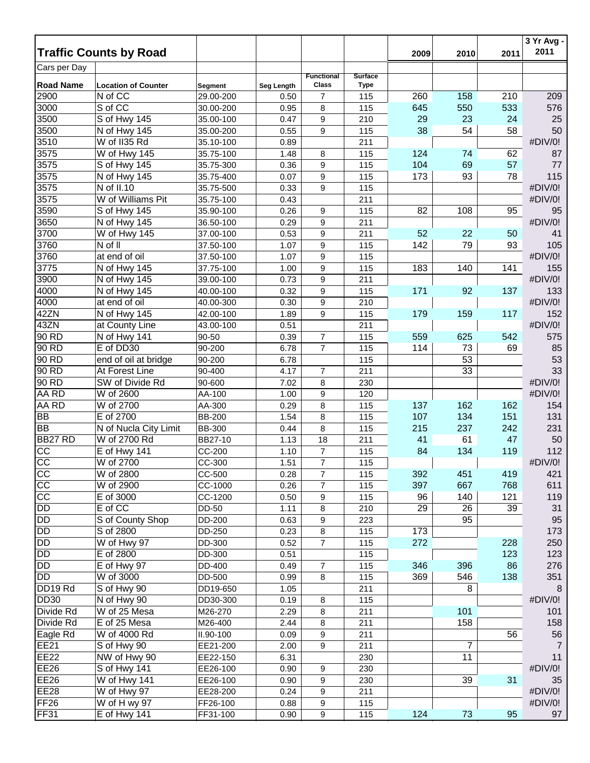## Traffic Counts by Road

Cars per Day

| Road Name | Location of Counter | Segment | Seg Length | Functional Class | Surface Type | 2009 | 2010 | 2011 | 3 Yr Avg - 2011 |
|---|---|---|---|---|---|---|---|---|---|
| 2900 | N of CC | 29.00-200 | 0.50 | 7 | 115 | 260 | 158 | 210 | 209 |
| 3000 | S of CC | 30.00-200 | 0.95 | 8 | 115 | 645 | 550 | 533 | 576 |
| 3500 | S of Hwy 145 | 35.00-100 | 0.47 | 9 | 210 | 29 | 23 | 24 | 25 |
| 3500 | N of Hwy 145 | 35.00-200 | 0.55 | 9 | 115 | 38 | 54 | 58 | 50 |
| 3510 | W of II35 Rd | 35.10-100 | 0.89 | | 211 | | | | #DIV/0! |
| 3575 | W of Hwy 145 | 35.75-100 | 1.48 | 8 | 115 | 124 | 74 | 62 | 87 |
| 3575 | S of Hwy 145 | 35.75-300 | 0.36 | 9 | 115 | 104 | 69 | 57 | 77 |
| 3575 | N of Hwy 145 | 35.75-400 | 0.07 | 9 | 115 | 173 | 93 | 78 | 115 |
| 3575 | N of II.10 | 35.75-500 | 0.33 | 9 | 115 | | | | #DIV/0! |
| 3575 | W of Williams Pit | 35.75-100 | 0.43 | | 211 | | | | #DIV/0! |
| 3590 | S of Hwy 145 | 35.90-100 | 0.26 | 9 | 115 | 82 | 108 | 95 | 95 |
| 3650 | N of Hwy 145 | 36.50-100 | 0.29 | 9 | 211 | | | | #DIV/0! |
| 3700 | W of Hwy 145 | 37.00-100 | 0.53 | 9 | 211 | 52 | 22 | 50 | 41 |
| 3760 | N of ll | 37.50-100 | 1.07 | 9 | 115 | 142 | 79 | 93 | 105 |
| 3760 | at end of oil | 37.50-100 | 1.07 | 9 | 115 | | | | #DIV/0! |
| 3775 | N of Hwy 145 | 37.75-100 | 1.00 | 9 | 115 | 183 | 140 | 141 | 155 |
| 3900 | N of Hwy 145 | 39.00-100 | 0.73 | 9 | 211 | | | | #DIV/0! |
| 4000 | N of Hwy 145 | 40.00-100 | 0.32 | 9 | 115 | 171 | 92 | 137 | 133 |
| 4000 | at end of oil | 40.00-300 | 0.30 | 9 | 210 | | | | #DIV/0! |
| 42ZN | N of Hwy 145 | 42.00-100 | 1.89 | 9 | 115 | 179 | 159 | 117 | 152 |
| 43ZN | at County Line | 43.00-100 | 0.51 | | 211 | | | | #DIV/0! |
| 90 RD | N of Hwy 141 | 90-50 | 0.39 | 7 | 115 | 559 | 625 | 542 | 575 |
| 90 RD | E of DD30 | 90-200 | 6.78 | 7 | 115 | 114 | 73 | 69 | 85 |
| 90 RD | end of oil at bridge | 90-200 | 6.78 | | 115 | | 53 | | 53 |
| 90 RD | At Forest Line | 90-400 | 4.17 | 7 | 211 | | 33 | | 33 |
| 90 RD | SW of Divide Rd | 90-600 | 7.02 | 8 | 230 | | | | #DIV/0! |
| AA RD | W of 2600 | AA-100 | 1.00 | 9 | 120 | | | | #DIV/0! |
| AA RD | W of 2700 | AA-300 | 0.29 | 8 | 115 | 137 | 162 | 162 | 154 |
| BB | E of 2700 | BB-200 | 1.54 | 8 | 115 | 107 | 134 | 151 | 131 |
| BB | N of Nucla City Limit | BB-300 | 0.44 | 8 | 115 | 215 | 237 | 242 | 231 |
| BB27 RD | W of 2700 Rd | BB27-10 | 1.13 | 18 | 211 | 41 | 61 | 47 | 50 |
| CC | E of Hwy 141 | CC-200 | 1.10 | 7 | 115 | 84 | 134 | 119 | 112 |
| CC | W of 2700 | CC-300 | 1.51 | 7 | 115 | | | | #DIV/0! |
| CC | W of 2800 | CC-500 | 0.28 | 7 | 115 | 392 | 451 | 419 | 421 |
| CC | W of 2900 | CC-1000 | 0.26 | 7 | 115 | 397 | 667 | 768 | 611 |
| CC | E of 3000 | CC-1200 | 0.50 | 9 | 115 | 96 | 140 | 121 | 119 |
| DD | E of CC | DD-50 | 1.11 | 8 | 210 | 29 | 26 | 39 | 31 |
| DD | S of County Shop | DD-200 | 0.63 | 9 | 223 | | 95 | | 95 |
| DD | S of 2800 | DD-250 | 0.23 | 8 | 115 | 173 | | | 173 |
| DD | W of Hwy 97 | DD-300 | 0.52 | 7 | 115 | 272 | | 228 | 250 |
| DD | E of 2800 | DD-300 | 0.51 | | 115 | | | 123 | 123 |
| DD | E of Hwy 97 | DD-400 | 0.49 | 7 | 115 | 346 | 396 | 86 | 276 |
| DD | W of 3000 | DD-500 | 0.99 | 8 | 115 | 369 | 546 | 138 | 351 |
| DD19 Rd | S of Hwy 90 | DD19-650 | 1.05 | | 211 | | 8 | | 8 |
| DD30 | N of Hwy 90 | DD30-300 | 0.19 | 8 | 115 | | | | #DIV/0! |
| Divide Rd | W of 25 Mesa | M26-270 | 2.29 | 8 | 211 | | 101 | | 101 |
| Divide Rd | E of 25 Mesa | M26-400 | 2.44 | 8 | 211 | | 158 | | 158 |
| Eagle Rd | W of 4000 Rd | II.90-100 | 0.09 | 9 | 211 | | | 56 | 56 |
| EE21 | S of Hwy 90 | EE21-200 | 2.00 | 9 | 211 | | 7 | | 7 |
| EE22 | NW of Hwy 90 | EE22-150 | 6.31 | | 230 | | 11 | | 11 |
| EE26 | S of Hwy 141 | EE26-100 | 0.90 | 9 | 230 | | | | #DIV/0! |
| EE26 | W of Hwy 141 | EE26-100 | 0.90 | 9 | 230 | | 39 | 31 | 35 |
| EE28 | W of Hwy 97 | EE28-200 | 0.24 | 9 | 211 | | | | #DIV/0! |
| FF26 | W of H wy 97 | FF26-100 | 0.88 | 9 | 115 | | | | #DIV/0! |
| FF31 | E of Hwy 141 | FF31-100 | 0.90 | 9 | 115 | 124 | 73 | 95 | 97 |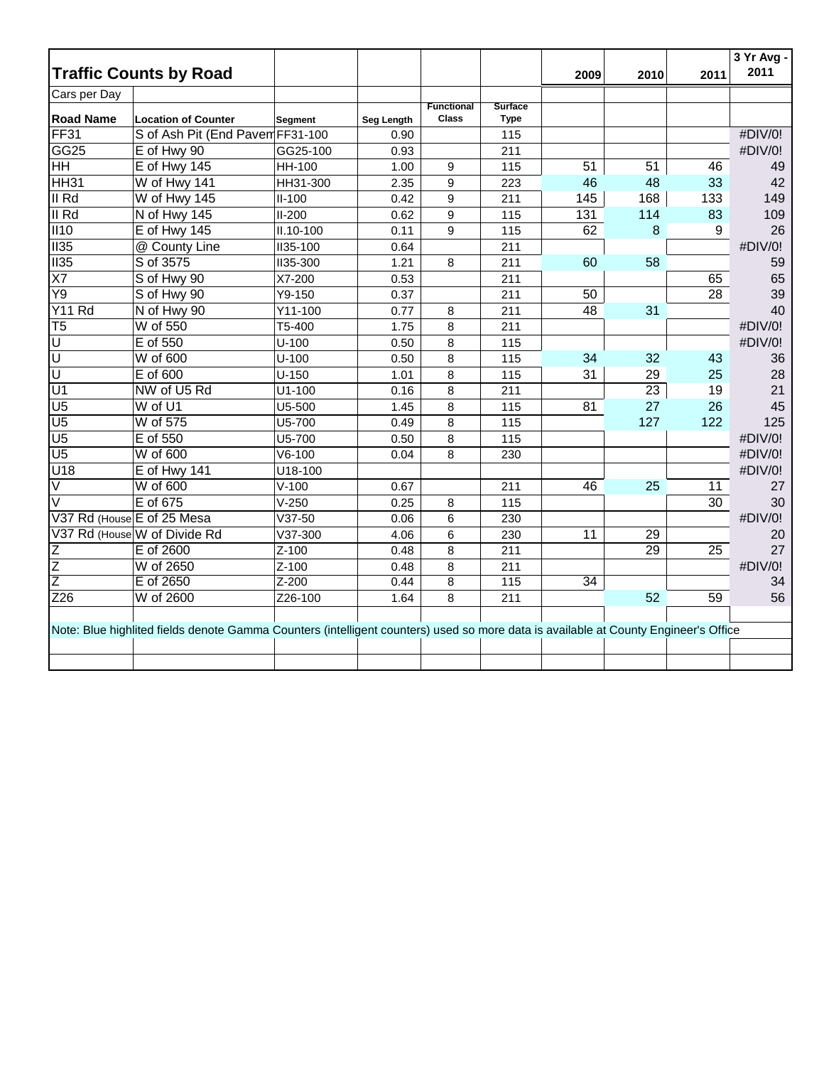| Traffic Counts by Road | | | | | | 2009 | 2010 | 2011 | 3 Yr Avg - 2011 |
|---|---|---|---|---|---|---|---|---|---|
| Cars per Day | | | | | | | | | |
| **Road Name** | **Location of Counter** | **Segment** | **Seg Length** | **Functional Class** | **Surface Type** | | | | |
| FF31 | S of Ash Pit (End Pavem | FF31-100 | 0.90 | | 115 | | | | #DIV/0! |
| GG25 | E of Hwy 90 | GG25-100 | 0.93 | | 211 | | | | #DIV/0! |
| HH | E of Hwy 145 | HH-100 | 1.00 | 9 | 115 | 51 | 51 | 46 | 49 |
| HH31 | W of Hwy 141 | HH31-300 | 2.35 | 9 | 223 | 46 | 48 | 33 | 42 |
| II Rd | W of Hwy 145 | II-100 | 0.42 | 9 | 211 | 145 | 168 | 133 | 149 |
| II Rd | N of Hwy 145 | II-200 | 0.62 | 9 | 115 | 131 | 114 | 83 | 109 |
| II10 | E of Hwy 145 | II.10-100 | 0.11 | 9 | 115 | 62 | 8 | 9 | 26 |
| II35 | @ County Line | II35-100 | 0.64 | | 211 | | | | #DIV/0! |
| II35 | S of 3575 | II35-300 | 1.21 | 8 | 211 | 60 | 58 | | 59 |
| X7 | S of Hwy 90 | X7-200 | 0.53 | | 211 | | | 65 | 65 |
| Y9 | S of Hwy 90 | Y9-150 | 0.37 | | 211 | 50 | | 28 | 39 |
| Y11 Rd | N of Hwy 90 | Y11-100 | 0.77 | 8 | 211 | 48 | 31 | | 40 |
| T5 | W of 550 | T5-400 | 1.75 | 8 | 211 | | | | #DIV/0! |
| U | E of 550 | U-100 | 0.50 | 8 | 115 | | | | #DIV/0! |
| U | W of 600 | U-100 | 0.50 | 8 | 115 | 34 | 32 | 43 | 36 |
| U | E of 600 | U-150 | 1.01 | 8 | 115 | 31 | 29 | 25 | 28 |
| U1 | NW of U5 Rd | U1-100 | 0.16 | 8 | 211 | | 23 | 19 | 21 |
| U5 | W of U1 | U5-500 | 1.45 | 8 | 115 | 81 | 27 | 26 | 45 |
| U5 | W of 575 | U5-700 | 0.49 | 8 | 115 | | 127 | 122 | 125 |
| U5 | E of 550 | U5-700 | 0.50 | 8 | 115 | | | | #DIV/0! |
| U5 | W of 600 | V6-100 | 0.04 | 8 | 230 | | | | #DIV/0! |
| U18 | E of Hwy 141 | U18-100 | | | | | | | #DIV/0! |
| V | W of 600 | V-100 | 0.67 | | 211 | 46 | 25 | 11 | 27 |
| V | E of 675 | V-250 | 0.25 | 8 | 115 | | | 30 | 30 |
| V37 Rd (House | E of 25 Mesa | V37-50 | 0.06 | 6 | 230 | | | | #DIV/0! |
| V37 Rd (House | W of Divide Rd | V37-300 | 4.06 | 6 | 230 | 11 | 29 | | 20 |
| Z | E of 2600 | Z-100 | 0.48 | 8 | 211 | | 29 | 25 | 27 |
| Z | W of 2650 | Z-100 | 0.48 | 8 | 211 | | | | #DIV/0! |
| Z | E of 2650 | Z-200 | 0.44 | 8 | 115 | 34 | | | 34 |
| Z26 | W of 2600 | Z26-100 | 1.64 | 8 | 211 | | 52 | 59 | 56 |

Note: Blue highlited fields denote Gamma Counters (intelligent counters) used so more data is available at County Engineer's Office